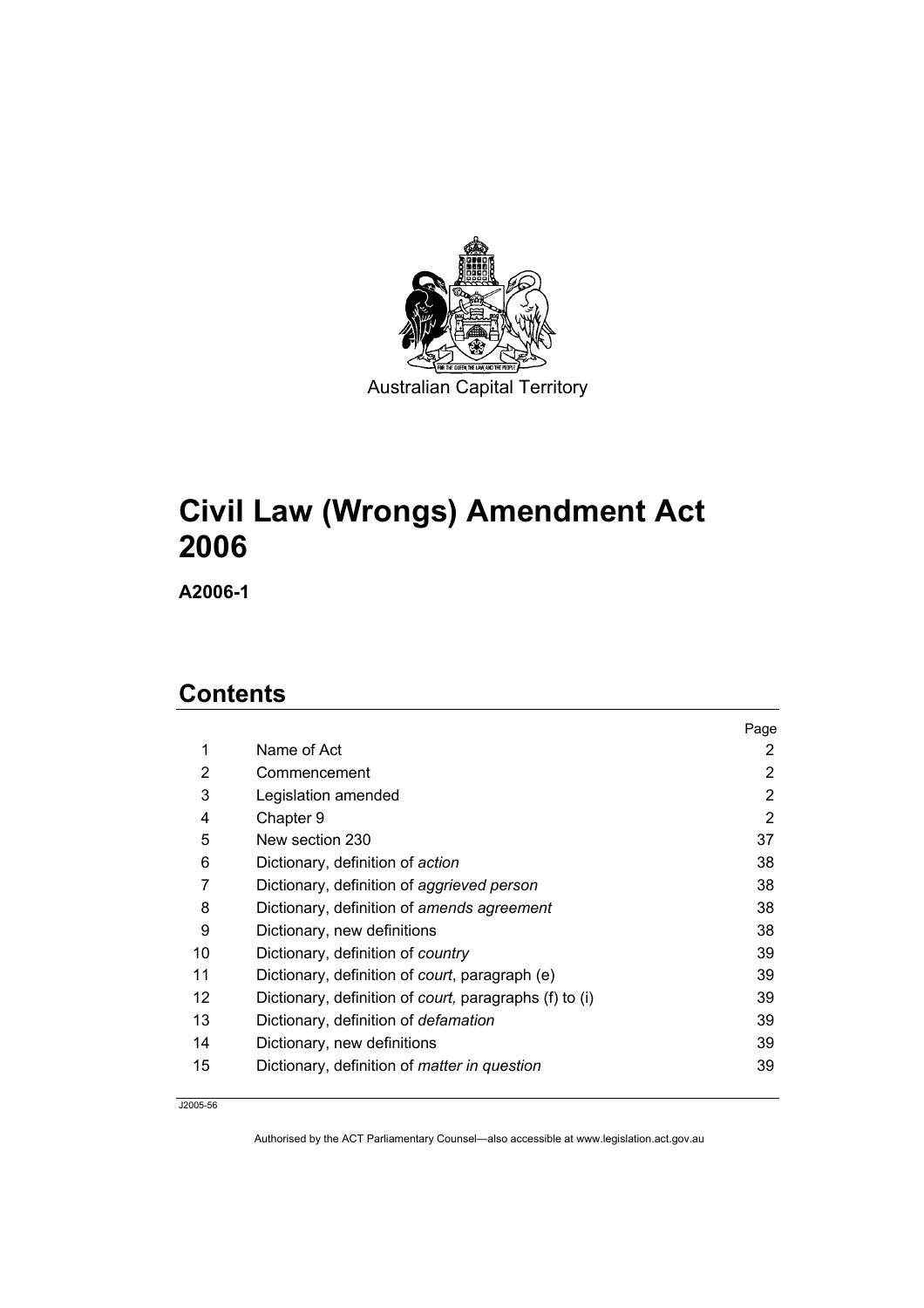Australian Capital Territory

# Civil Law (Wrongs) Amendment Act 2006

**A2006-1**

## Contents

| | | Page |
|---|---|---|
| 1 | Name of Act | 2 |
| 2 | Commencement | 2 |
| 3 | Legislation amended | 2 |
| 4 | Chapter 9 | 2 |
| 5 | New section 230 | 37 |
| 6 | Dictionary, definition of *action* | 38 |
| 7 | Dictionary, definition of *aggrieved person* | 38 |
| 8 | Dictionary, definition of *amends agreement* | 38 |
| 9 | Dictionary, new definitions | 38 |
| 10 | Dictionary, definition of *country* | 39 |
| 11 | Dictionary, definition of *court*, paragraph (e) | 39 |
| 12 | Dictionary, definition of *court,* paragraphs (f) to (i) | 39 |
| 13 | Dictionary, definition of *defamation* | 39 |
| 14 | Dictionary, new definitions | 39 |
| 15 | Dictionary, definition of *matter in question* | 39 |

J2005-56

Authorised by the ACT Parliamentary Counsel—also accessible at www.legislation.act.gov.au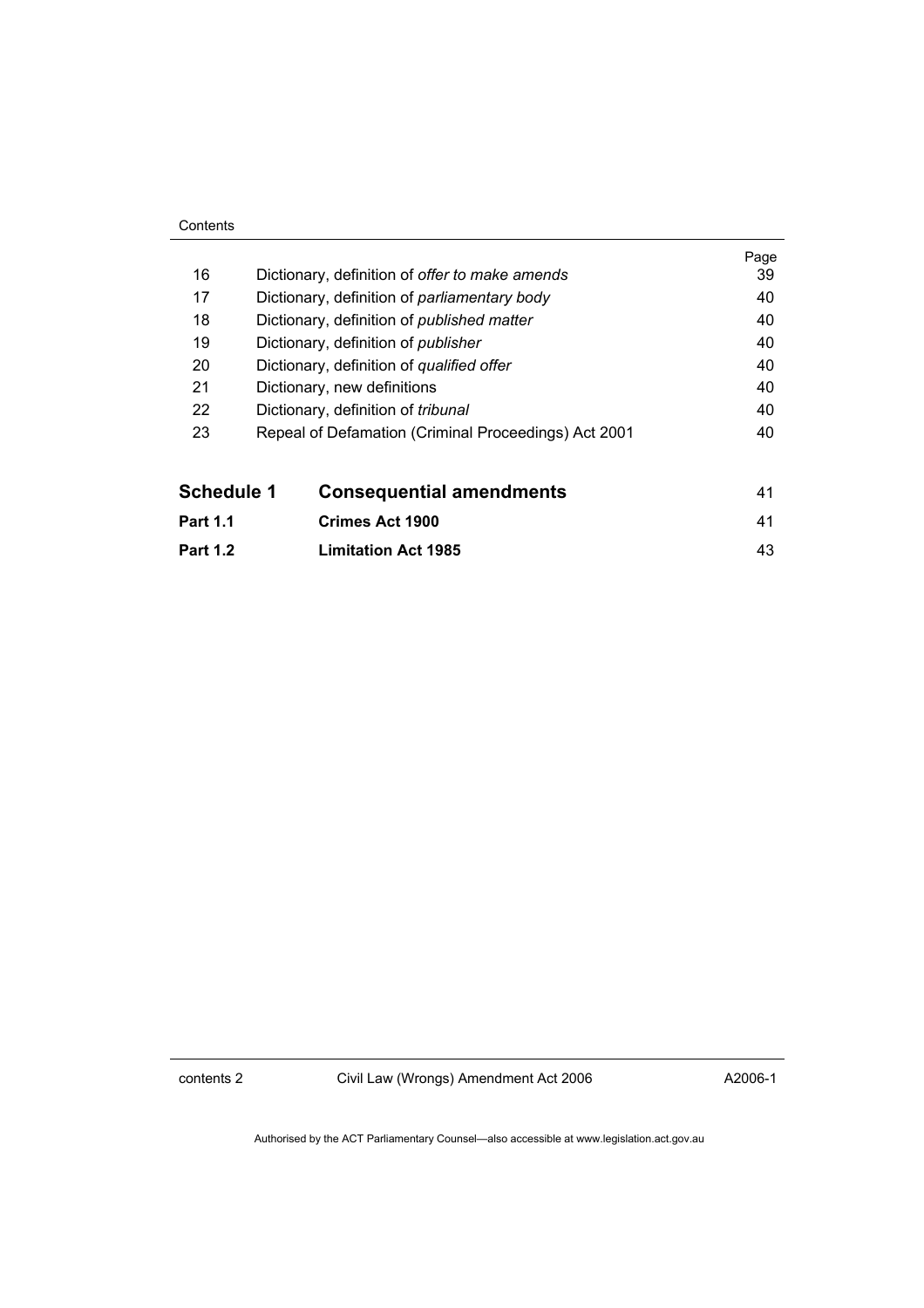| | | Page |
|---|---|---|
| 16 | Dictionary, definition of *offer to make amends* | 39 |
| 17 | Dictionary, definition of *parliamentary body* | 40 |
| 18 | Dictionary, definition of *published matter* | 40 |
| 19 | Dictionary, definition of *publisher* | 40 |
| 20 | Dictionary, definition of *qualified offer* | 40 |
| 21 | Dictionary, new definitions | 40 |
| 22 | Dictionary, definition of *tribunal* | 40 |
| 23 | Repeal of Defamation (Criminal Proceedings) Act 2001 | 40 |

| | | |
|---|---|---|
| **Schedule 1** | **Consequential amendments** | 41 |
| **Part 1.1** | **Crimes Act 1900** | 41 |
| **Part 1.2** | **Limitation Act 1985** | 43 |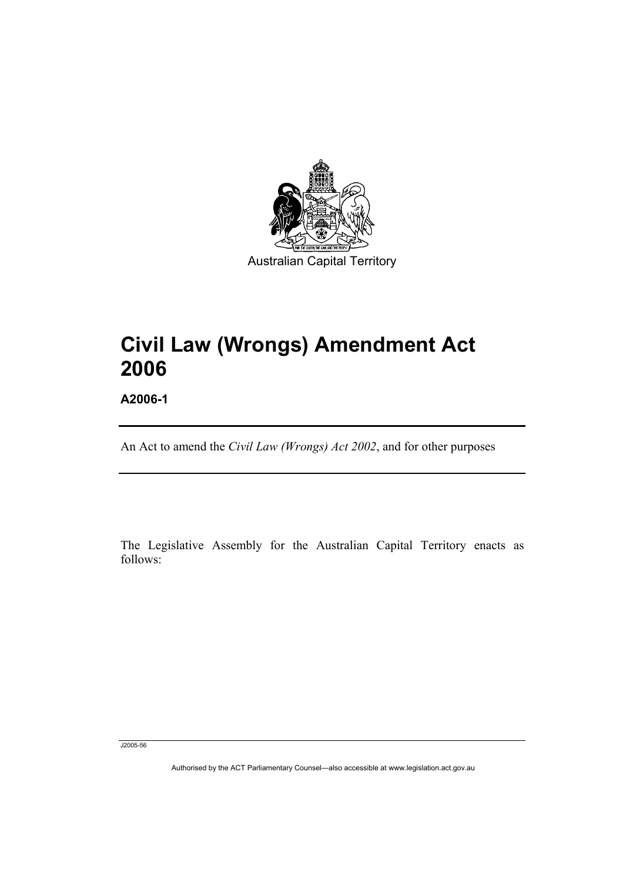Australian Capital Territory

# Civil Law (Wrongs) Amendment Act 2006

**A2006-1**

An Act to amend the *Civil Law (Wrongs) Act 2002*, and for other purposes

The Legislative Assembly for the Australian Capital Territory enacts as follows:

J2005-56

Authorised by the ACT Parliamentary Counsel—also accessible at www.legislation.act.gov.au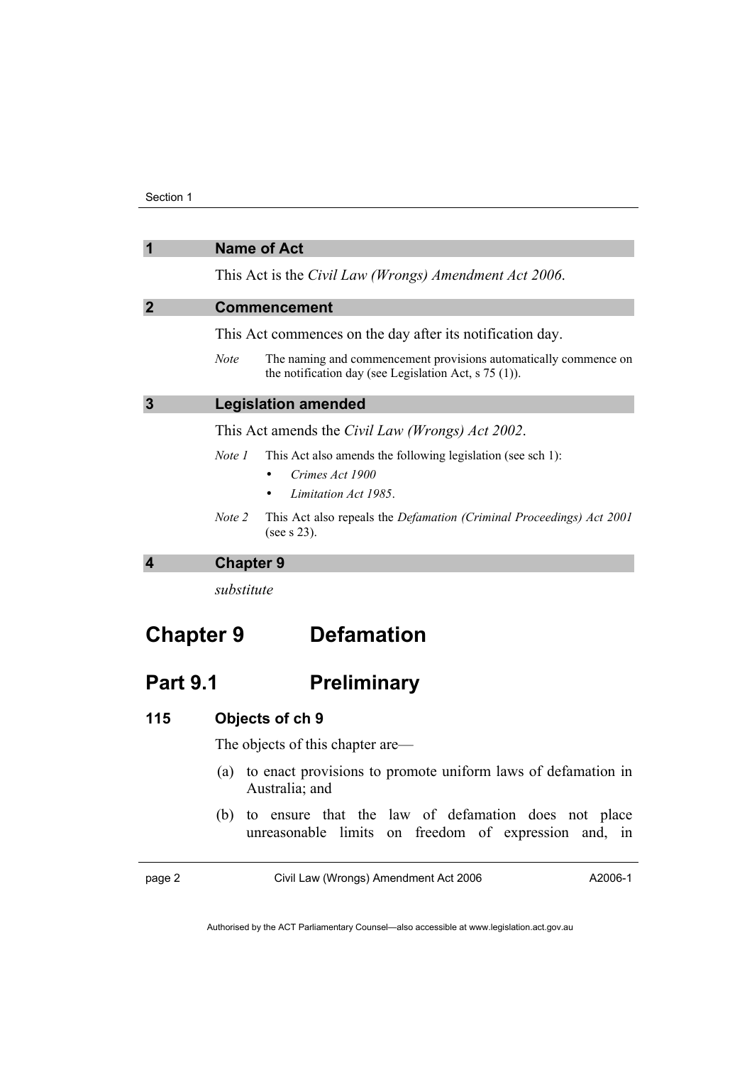## 1 Name of Act

This Act is the *Civil Law (Wrongs) Amendment Act 2006*.

## 2 Commencement

This Act commences on the day after its notification day.

*Note* The naming and commencement provisions automatically commence on the notification day (see Legislation Act, s 75 (1)).

## 3 Legislation amended

This Act amends the *Civil Law (Wrongs) Act 2002*.

*Note 1* This Act also amends the following legislation (see sch 1):

- *Crimes Act 1900*
- *Limitation Act 1985*.

*Note 2* This Act also repeals the *Defamation (Criminal Proceedings) Act 2001* (see s 23).

## 4 Chapter 9

*substitute*

# Chapter 9 Defamation

# Part 9.1 Preliminary

### 115 Objects of ch 9

The objects of this chapter are—

(a) to enact provisions to promote uniform laws of defamation in Australia; and

(b) to ensure that the law of defamation does not place unreasonable limits on freedom of expression and, in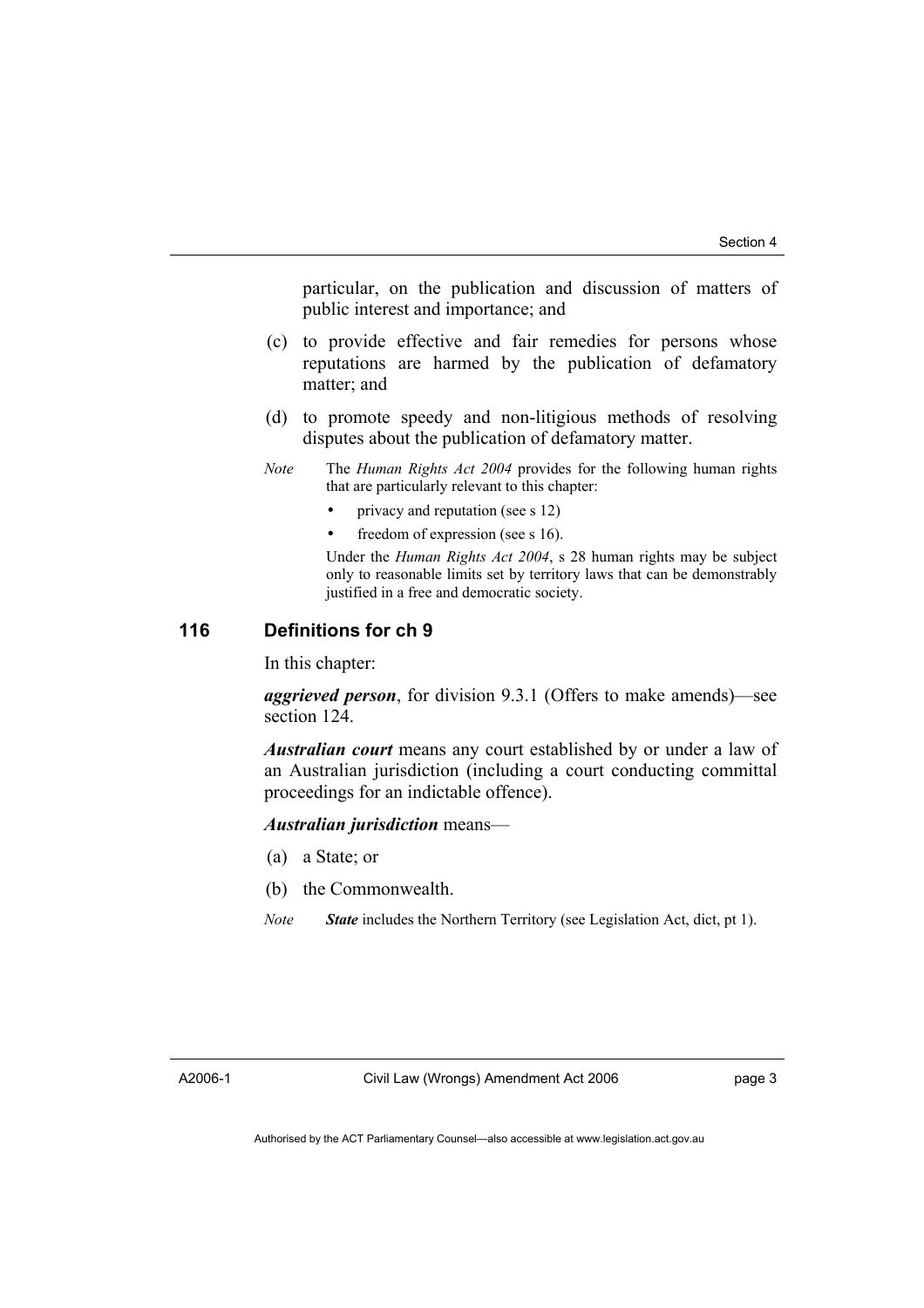particular, on the publication and discussion of matters of public interest and importance; and

(c) to provide effective and fair remedies for persons whose reputations are harmed by the publication of defamatory matter; and

(d) to promote speedy and non-litigious methods of resolving disputes about the publication of defamatory matter.

*Note* The *Human Rights Act 2004* provides for the following human rights that are particularly relevant to this chapter:

- privacy and reputation (see s 12)
- freedom of expression (see s 16).

Under the *Human Rights Act 2004*, s 28 human rights may be subject only to reasonable limits set by territory laws that can be demonstrably justified in a free and democratic society.

### 116 Definitions for ch 9

In this chapter:

***aggrieved person***, for division 9.3.1 (Offers to make amends)—see section 124.

***Australian court*** means any court established by or under a law of an Australian jurisdiction (including a court conducting committal proceedings for an indictable offence).

***Australian jurisdiction*** means—

(a) a State; or

(b) the Commonwealth.

*Note* ***State*** includes the Northern Territory (see Legislation Act, dict, pt 1).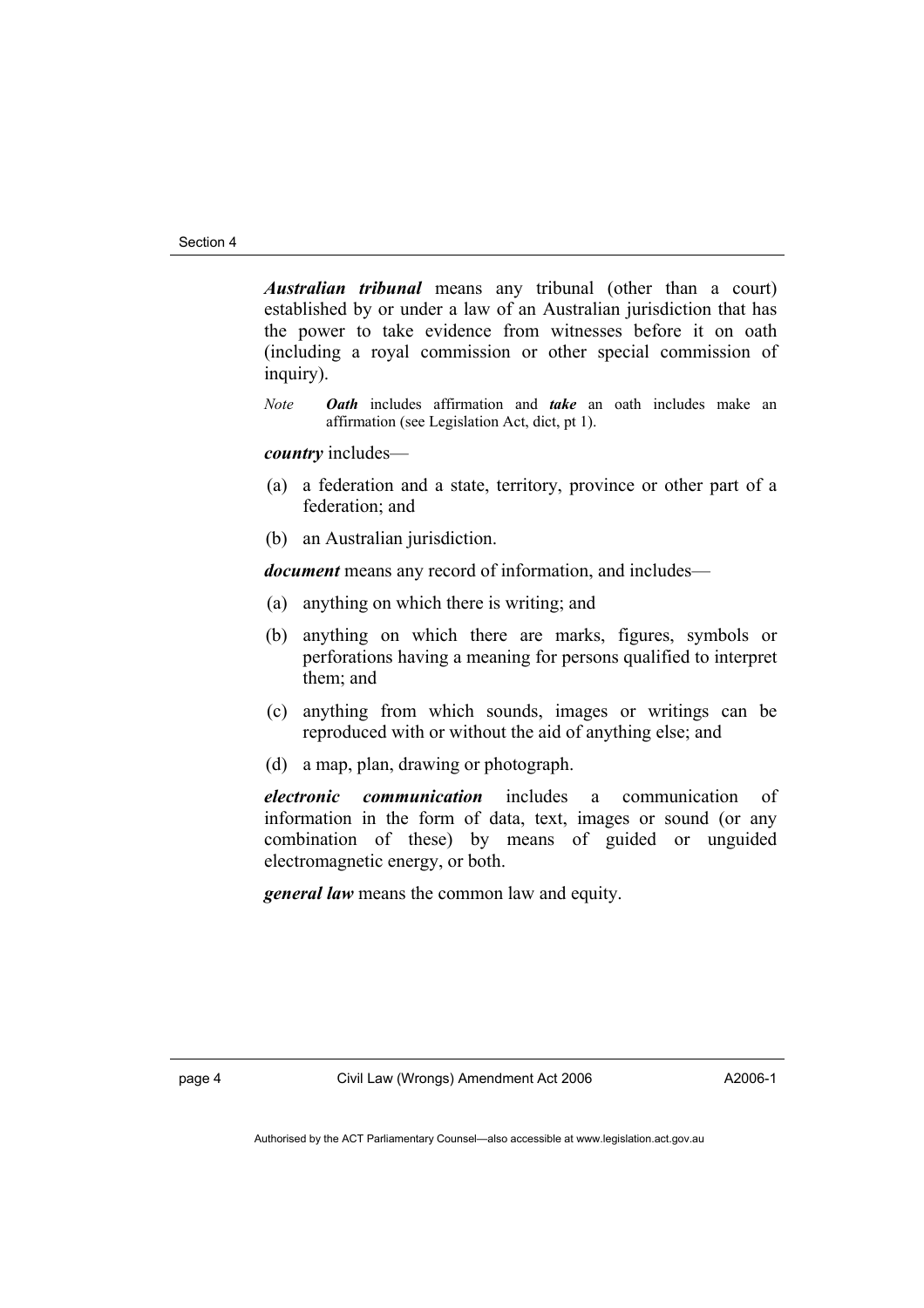***Australian tribunal*** means any tribunal (other than a court) established by or under a law of an Australian jurisdiction that has the power to take evidence from witnesses before it on oath (including a royal commission or other special commission of inquiry).

*Note* ***Oath*** includes affirmation and ***take*** an oath includes make an affirmation (see Legislation Act, dict, pt 1).

***country*** includes—

(a) a federation and a state, territory, province or other part of a federation; and

(b) an Australian jurisdiction.

***document*** means any record of information, and includes—

(a) anything on which there is writing; and

(b) anything on which there are marks, figures, symbols or perforations having a meaning for persons qualified to interpret them; and

(c) anything from which sounds, images or writings can be reproduced with or without the aid of anything else; and

(d) a map, plan, drawing or photograph.

***electronic communication*** includes a communication of information in the form of data, text, images or sound (or any combination of these) by means of guided or unguided electromagnetic energy, or both.

***general law*** means the common law and equity.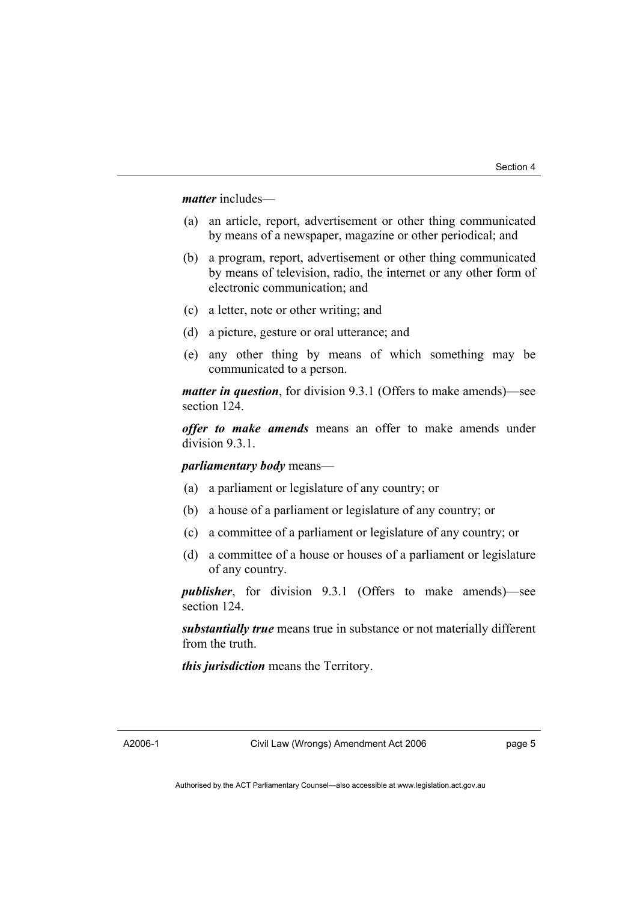***matter*** includes—

(a) an article, report, advertisement or other thing communicated by means of a newspaper, magazine or other periodical; and

(b) a program, report, advertisement or other thing communicated by means of television, radio, the internet or any other form of electronic communication; and

(c) a letter, note or other writing; and

(d) a picture, gesture or oral utterance; and

(e) any other thing by means of which something may be communicated to a person.

***matter in question***, for division 9.3.1 (Offers to make amends)—see section 124.

***offer to make amends*** means an offer to make amends under division 9.3.1.

***parliamentary body*** means—

(a) a parliament or legislature of any country; or

(b) a house of a parliament or legislature of any country; or

(c) a committee of a parliament or legislature of any country; or

(d) a committee of a house or houses of a parliament or legislature of any country.

***publisher***, for division 9.3.1 (Offers to make amends)—see section 124.

***substantially true*** means true in substance or not materially different from the truth.

***this jurisdiction*** means the Territory.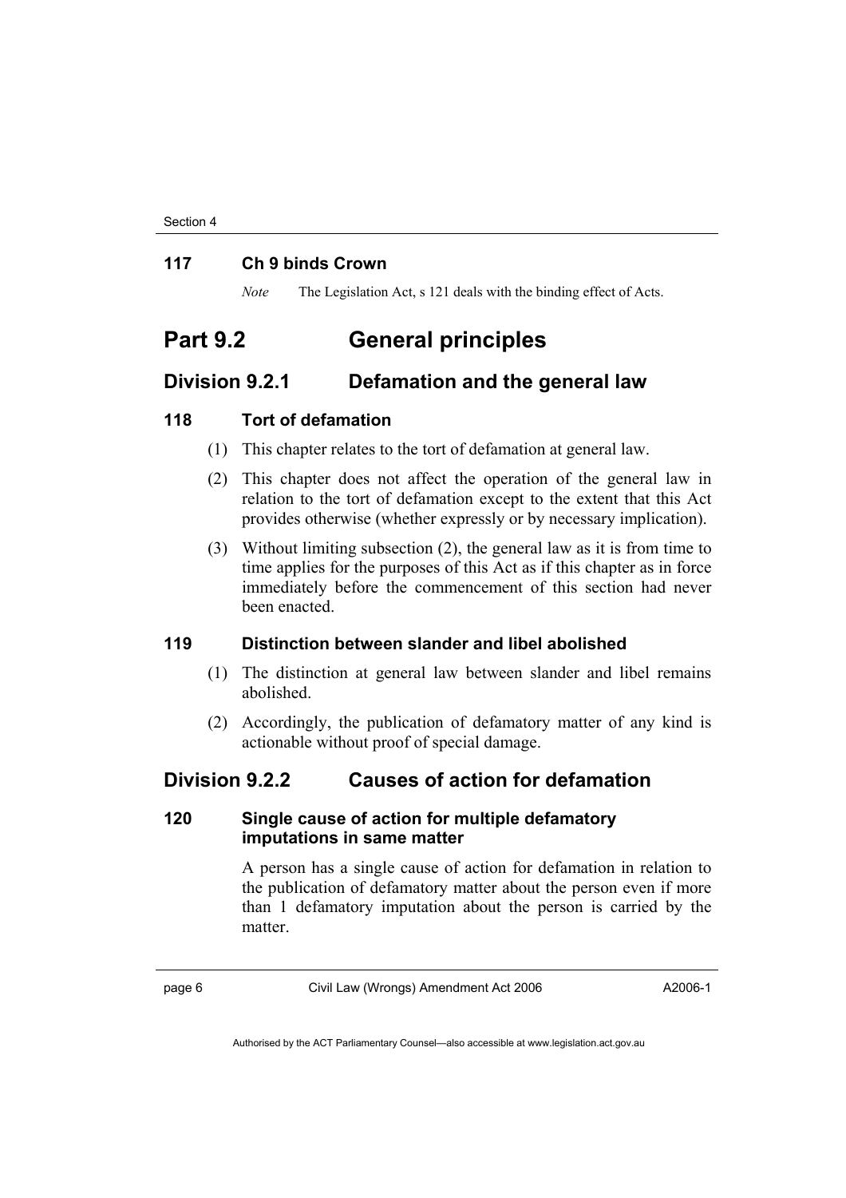### 117 Ch 9 binds Crown

*Note* The Legislation Act, s 121 deals with the binding effect of Acts.

# Part 9.2 General principles

## Division 9.2.1 Defamation and the general law

### 118 Tort of defamation

(1) This chapter relates to the tort of defamation at general law.

(2) This chapter does not affect the operation of the general law in relation to the tort of defamation except to the extent that this Act provides otherwise (whether expressly or by necessary implication).

(3) Without limiting subsection (2), the general law as it is from time to time applies for the purposes of this Act as if this chapter as in force immediately before the commencement of this section had never been enacted.

### 119 Distinction between slander and libel abolished

(1) The distinction at general law between slander and libel remains abolished.

(2) Accordingly, the publication of defamatory matter of any kind is actionable without proof of special damage.

## Division 9.2.2 Causes of action for defamation

### 120 Single cause of action for multiple defamatory imputations in same matter

A person has a single cause of action for defamation in relation to the publication of defamatory matter about the person even if more than 1 defamatory imputation about the person is carried by the matter.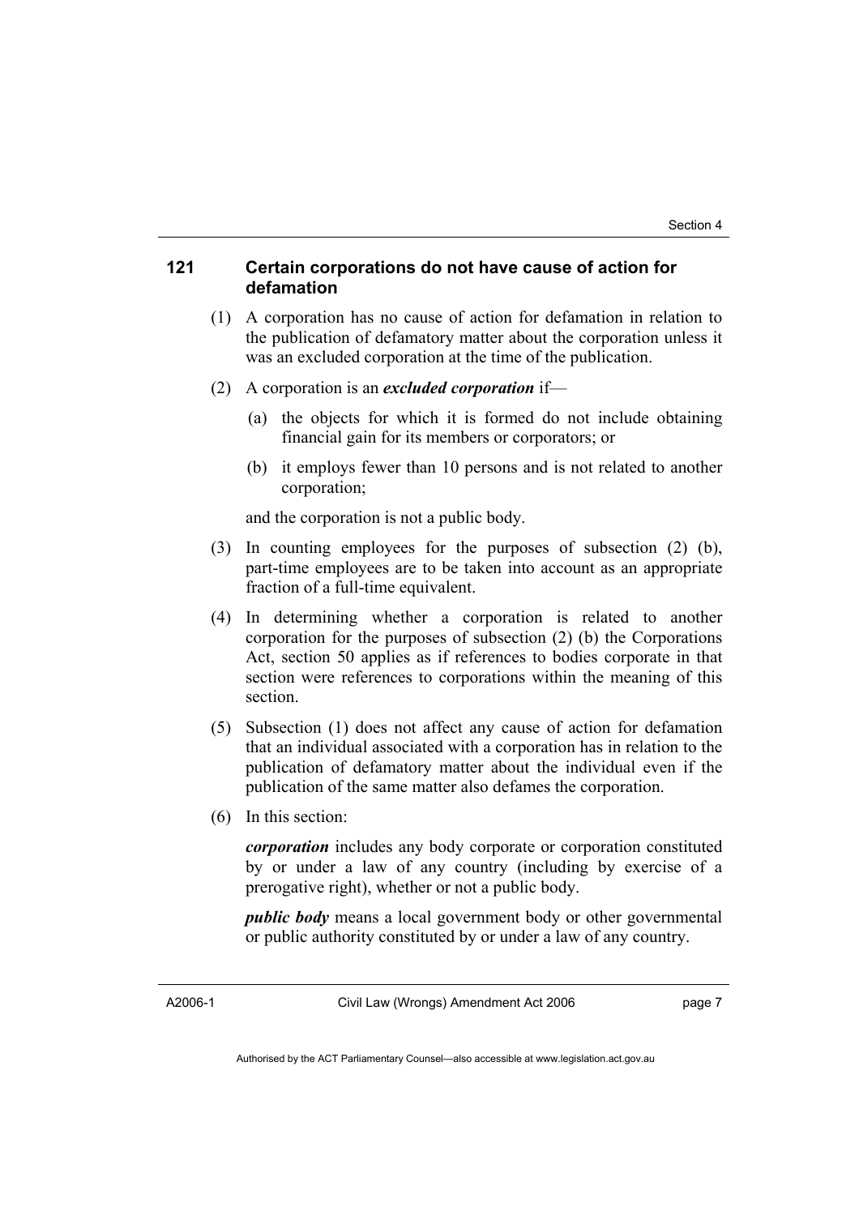### 121 Certain corporations do not have cause of action for defamation

(1) A corporation has no cause of action for defamation in relation to the publication of defamatory matter about the corporation unless it was an excluded corporation at the time of the publication.

(2) A corporation is an ***excluded corporation*** if—

  (a) the objects for which it is formed do not include obtaining financial gain for its members or corporators; or

  (b) it employs fewer than 10 persons and is not related to another corporation;

  and the corporation is not a public body.

(3) In counting employees for the purposes of subsection (2) (b), part-time employees are to be taken into account as an appropriate fraction of a full-time equivalent.

(4) In determining whether a corporation is related to another corporation for the purposes of subsection (2) (b) the Corporations Act, section 50 applies as if references to bodies corporate in that section were references to corporations within the meaning of this section.

(5) Subsection (1) does not affect any cause of action for defamation that an individual associated with a corporation has in relation to the publication of defamatory matter about the individual even if the publication of the same matter also defames the corporation.

(6) In this section:

  ***corporation*** includes any body corporate or corporation constituted by or under a law of any country (including by exercise of a prerogative right), whether or not a public body.

  ***public body*** means a local government body or other governmental or public authority constituted by or under a law of any country.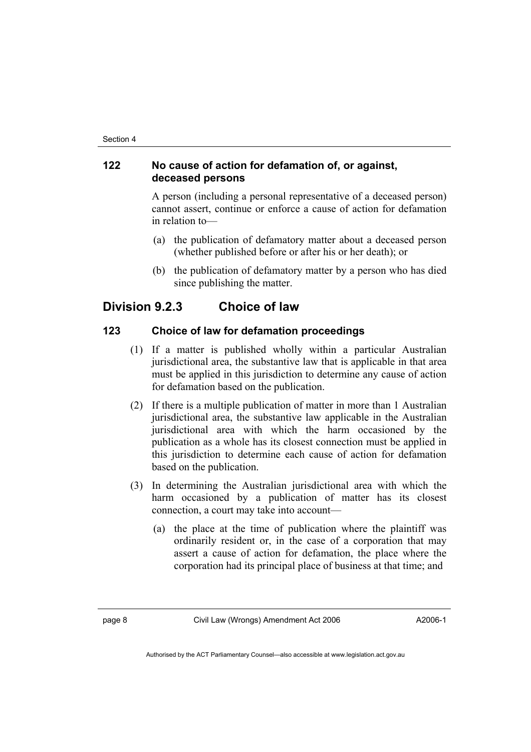### 122 No cause of action for defamation of, or against, deceased persons

A person (including a personal representative of a deceased person) cannot assert, continue or enforce a cause of action for defamation in relation to—

(a) the publication of defamatory matter about a deceased person (whether published before or after his or her death); or

(b) the publication of defamatory matter by a person who has died since publishing the matter.

## Division 9.2.3 Choice of law

### 123 Choice of law for defamation proceedings

(1) If a matter is published wholly within a particular Australian jurisdictional area, the substantive law that is applicable in that area must be applied in this jurisdiction to determine any cause of action for defamation based on the publication.

(2) If there is a multiple publication of matter in more than 1 Australian jurisdictional area, the substantive law applicable in the Australian jurisdictional area with which the harm occasioned by the publication as a whole has its closest connection must be applied in this jurisdiction to determine each cause of action for defamation based on the publication.

(3) In determining the Australian jurisdictional area with which the harm occasioned by a publication of matter has its closest connection, a court may take into account—

(a) the place at the time of publication where the plaintiff was ordinarily resident or, in the case of a corporation that may assert a cause of action for defamation, the place where the corporation had its principal place of business at that time; and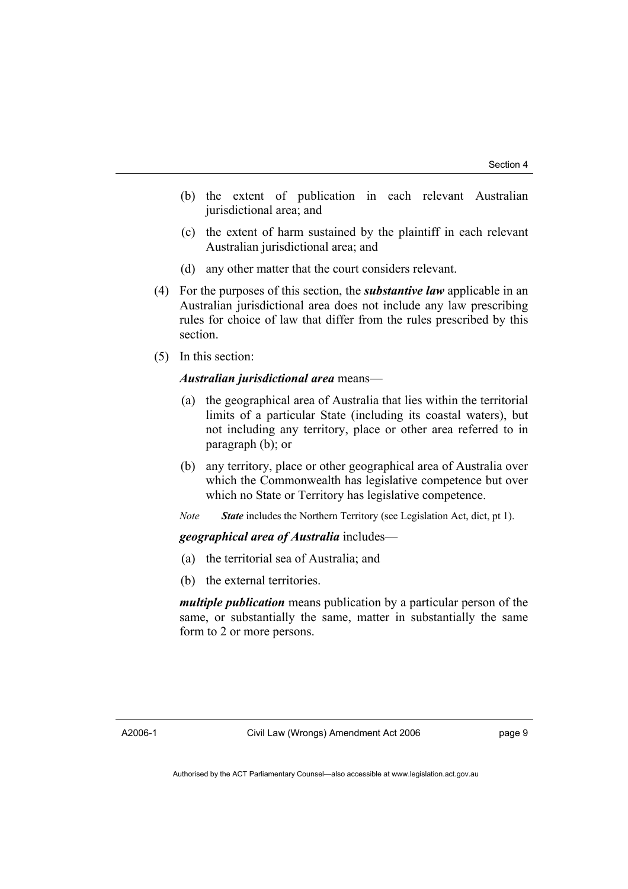(b) the extent of publication in each relevant Australian jurisdictional area; and

(c) the extent of harm sustained by the plaintiff in each relevant Australian jurisdictional area; and

(d) any other matter that the court considers relevant.

(4) For the purposes of this section, the ***substantive law*** applicable in an Australian jurisdictional area does not include any law prescribing rules for choice of law that differ from the rules prescribed by this section.

(5) In this section:

***Australian jurisdictional area*** means—

(a) the geographical area of Australia that lies within the territorial limits of a particular State (including its coastal waters), but not including any territory, place or other area referred to in paragraph (b); or

(b) any territory, place or other geographical area of Australia over which the Commonwealth has legislative competence but over which no State or Territory has legislative competence.

*Note* ***State*** includes the Northern Territory (see Legislation Act, dict, pt 1).

***geographical area of Australia*** includes—

(a) the territorial sea of Australia; and

(b) the external territories.

***multiple publication*** means publication by a particular person of the same, or substantially the same, matter in substantially the same form to 2 or more persons.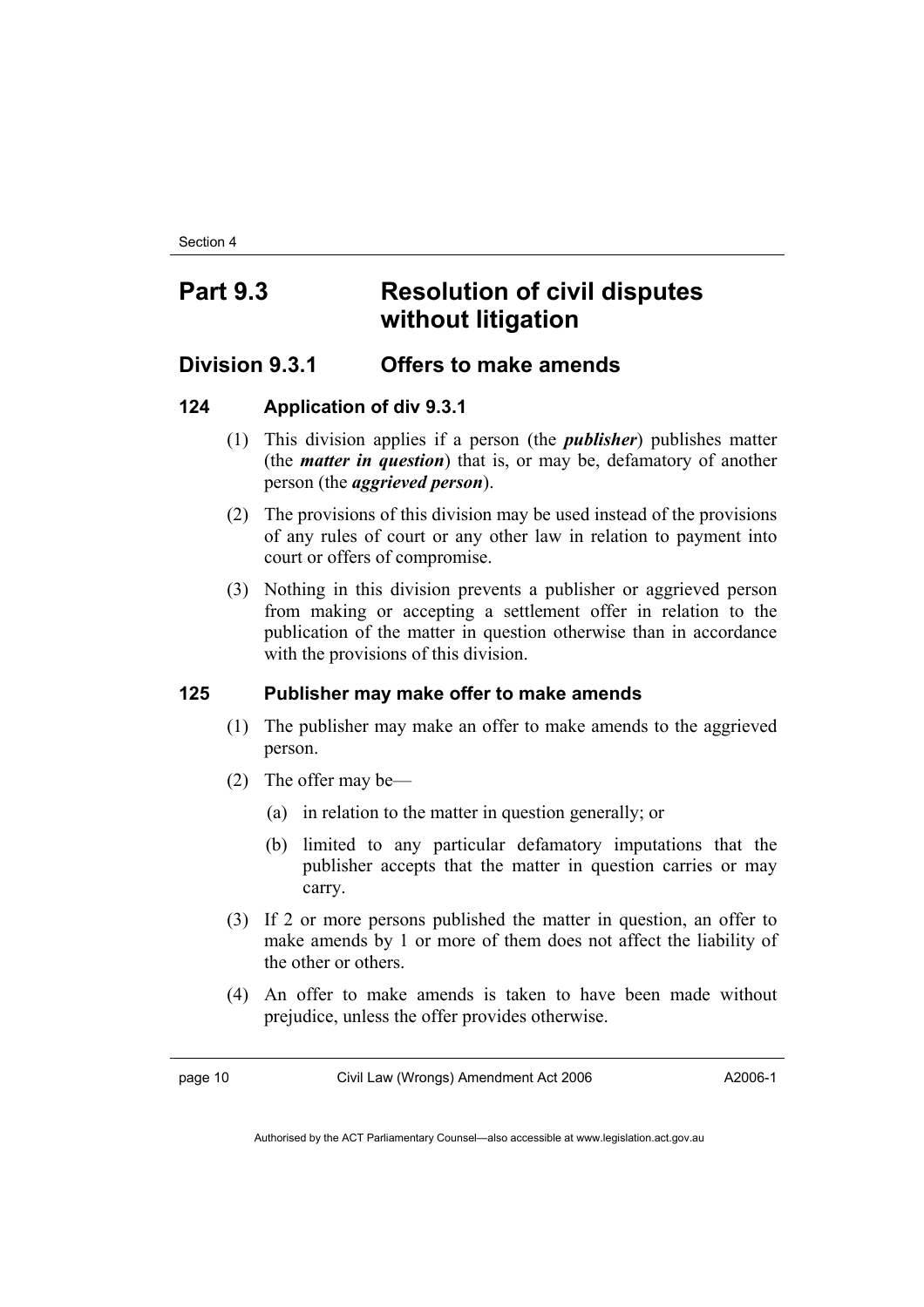# Part 9.3 Resolution of civil disputes without litigation

## Division 9.3.1 Offers to make amends

### 124 Application of div 9.3.1

(1) This division applies if a person (the ***publisher***) publishes matter (the ***matter in question***) that is, or may be, defamatory of another person (the ***aggrieved person***).

(2) The provisions of this division may be used instead of the provisions of any rules of court or any other law in relation to payment into court or offers of compromise.

(3) Nothing in this division prevents a publisher or aggrieved person from making or accepting a settlement offer in relation to the publication of the matter in question otherwise than in accordance with the provisions of this division.

### 125 Publisher may make offer to make amends

(1) The publisher may make an offer to make amends to the aggrieved person.

(2) The offer may be—

(a) in relation to the matter in question generally; or

(b) limited to any particular defamatory imputations that the publisher accepts that the matter in question carries or may carry.

(3) If 2 or more persons published the matter in question, an offer to make amends by 1 or more of them does not affect the liability of the other or others.

(4) An offer to make amends is taken to have been made without prejudice, unless the offer provides otherwise.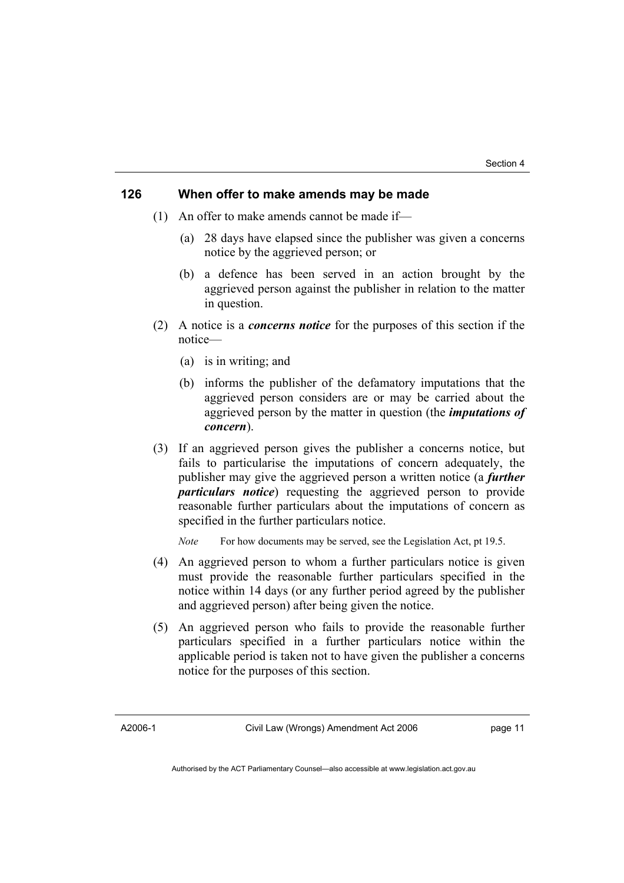### 126 When offer to make amends may be made

(1) An offer to make amends cannot be made if—

(a) 28 days have elapsed since the publisher was given a concerns notice by the aggrieved person; or

(b) a defence has been served in an action brought by the aggrieved person against the publisher in relation to the matter in question.

(2) A notice is a ***concerns notice*** for the purposes of this section if the notice—

(a) is in writing; and

(b) informs the publisher of the defamatory imputations that the aggrieved person considers are or may be carried about the aggrieved person by the matter in question (the ***imputations of concern***).

(3) If an aggrieved person gives the publisher a concerns notice, but fails to particularise the imputations of concern adequately, the publisher may give the aggrieved person a written notice (a ***further particulars notice***) requesting the aggrieved person to provide reasonable further particulars about the imputations of concern as specified in the further particulars notice.

*Note* For how documents may be served, see the Legislation Act, pt 19.5.

(4) An aggrieved person to whom a further particulars notice is given must provide the reasonable further particulars specified in the notice within 14 days (or any further period agreed by the publisher and aggrieved person) after being given the notice.

(5) An aggrieved person who fails to provide the reasonable further particulars specified in a further particulars notice within the applicable period is taken not to have given the publisher a concerns notice for the purposes of this section.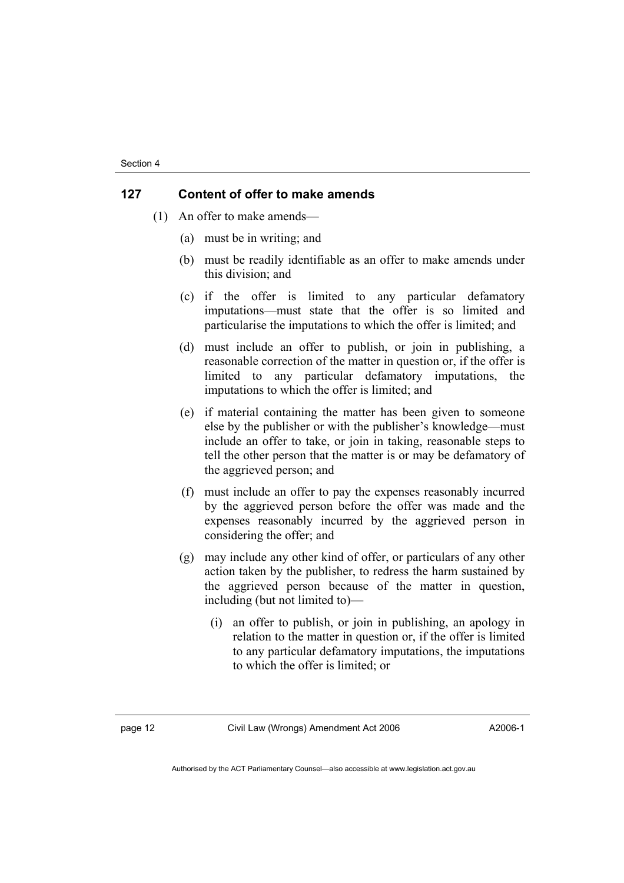### 127 Content of offer to make amends

(1) An offer to make amends—

(a) must be in writing; and

(b) must be readily identifiable as an offer to make amends under this division; and

(c) if the offer is limited to any particular defamatory imputations—must state that the offer is so limited and particularise the imputations to which the offer is limited; and

(d) must include an offer to publish, or join in publishing, a reasonable correction of the matter in question or, if the offer is limited to any particular defamatory imputations, the imputations to which the offer is limited; and

(e) if material containing the matter has been given to someone else by the publisher or with the publisher's knowledge—must include an offer to take, or join in taking, reasonable steps to tell the other person that the matter is or may be defamatory of the aggrieved person; and

(f) must include an offer to pay the expenses reasonably incurred by the aggrieved person before the offer was made and the expenses reasonably incurred by the aggrieved person in considering the offer; and

(g) may include any other kind of offer, or particulars of any other action taken by the publisher, to redress the harm sustained by the aggrieved person because of the matter in question, including (but not limited to)—

(i) an offer to publish, or join in publishing, an apology in relation to the matter in question or, if the offer is limited to any particular defamatory imputations, the imputations to which the offer is limited; or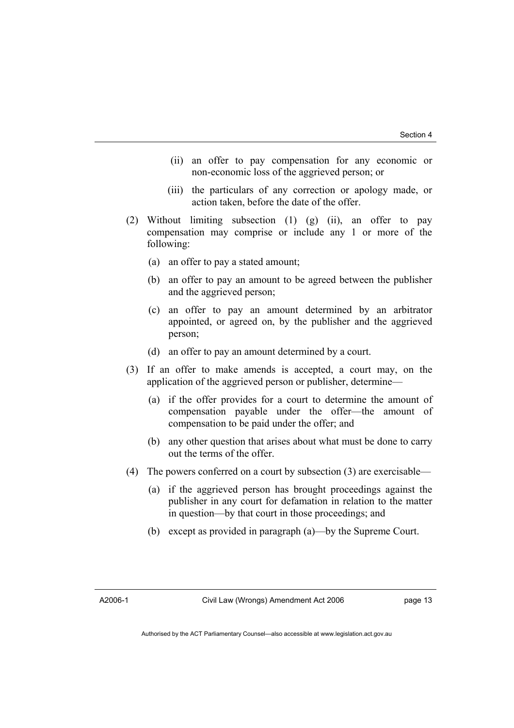(ii) an offer to pay compensation for any economic or non-economic loss of the aggrieved person; or

(iii) the particulars of any correction or apology made, or action taken, before the date of the offer.

(2) Without limiting subsection (1) (g) (ii), an offer to pay compensation may comprise or include any 1 or more of the following:

(a) an offer to pay a stated amount;

(b) an offer to pay an amount to be agreed between the publisher and the aggrieved person;

(c) an offer to pay an amount determined by an arbitrator appointed, or agreed on, by the publisher and the aggrieved person;

(d) an offer to pay an amount determined by a court.

(3) If an offer to make amends is accepted, a court may, on the application of the aggrieved person or publisher, determine—

(a) if the offer provides for a court to determine the amount of compensation payable under the offer—the amount of compensation to be paid under the offer; and

(b) any other question that arises about what must be done to carry out the terms of the offer.

(4) The powers conferred on a court by subsection (3) are exercisable—

(a) if the aggrieved person has brought proceedings against the publisher in any court for defamation in relation to the matter in question—by that court in those proceedings; and

(b) except as provided in paragraph (a)—by the Supreme Court.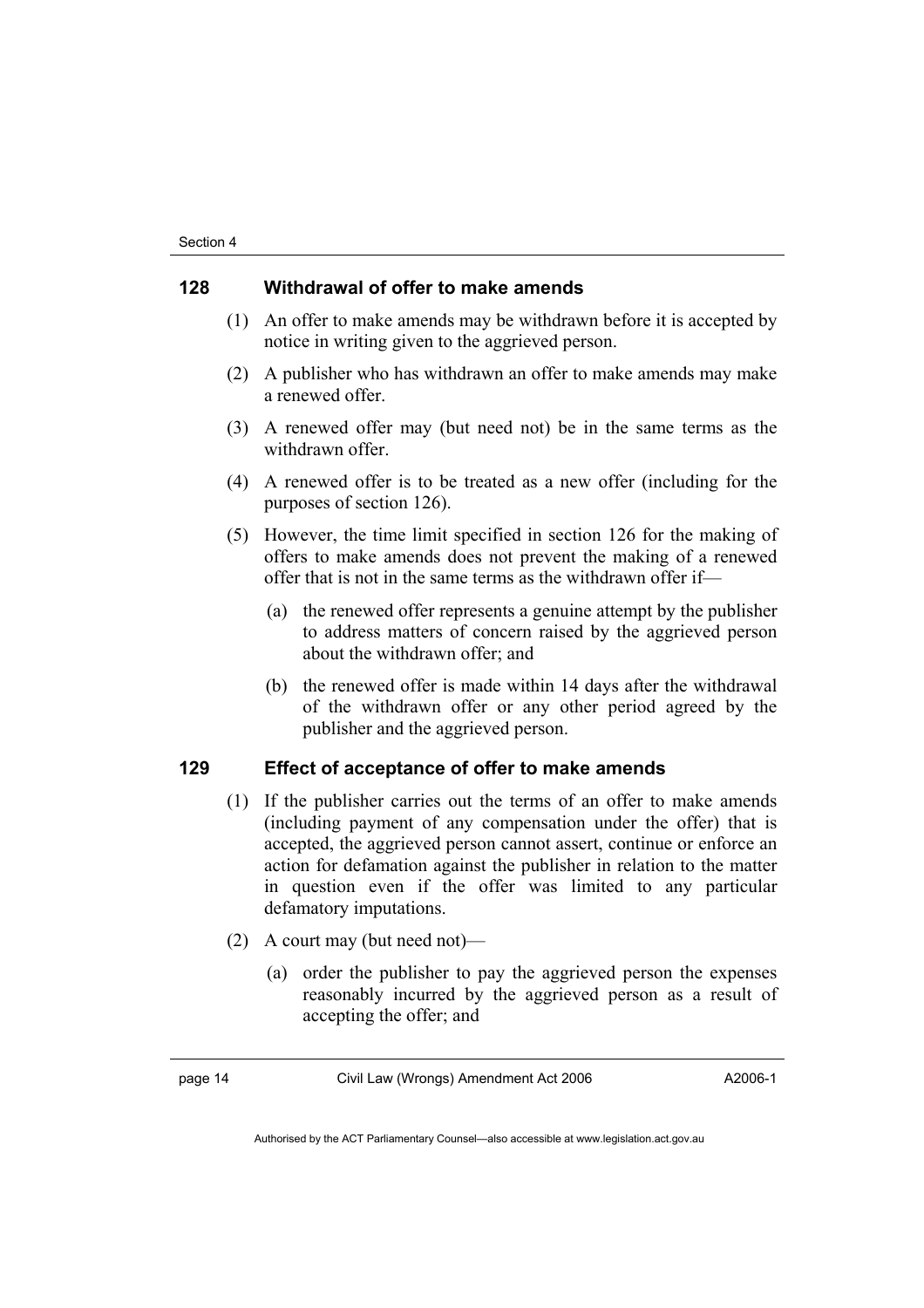## 128 Withdrawal of offer to make amends

(1) An offer to make amends may be withdrawn before it is accepted by notice in writing given to the aggrieved person.

(2) A publisher who has withdrawn an offer to make amends may make a renewed offer.

(3) A renewed offer may (but need not) be in the same terms as the withdrawn offer.

(4) A renewed offer is to be treated as a new offer (including for the purposes of section 126).

(5) However, the time limit specified in section 126 for the making of offers to make amends does not prevent the making of a renewed offer that is not in the same terms as the withdrawn offer if—

(a) the renewed offer represents a genuine attempt by the publisher to address matters of concern raised by the aggrieved person about the withdrawn offer; and

(b) the renewed offer is made within 14 days after the withdrawal of the withdrawn offer or any other period agreed by the publisher and the aggrieved person.

## 129 Effect of acceptance of offer to make amends

(1) If the publisher carries out the terms of an offer to make amends (including payment of any compensation under the offer) that is accepted, the aggrieved person cannot assert, continue or enforce an action for defamation against the publisher in relation to the matter in question even if the offer was limited to any particular defamatory imputations.

(2) A court may (but need not)—

(a) order the publisher to pay the aggrieved person the expenses reasonably incurred by the aggrieved person as a result of accepting the offer; and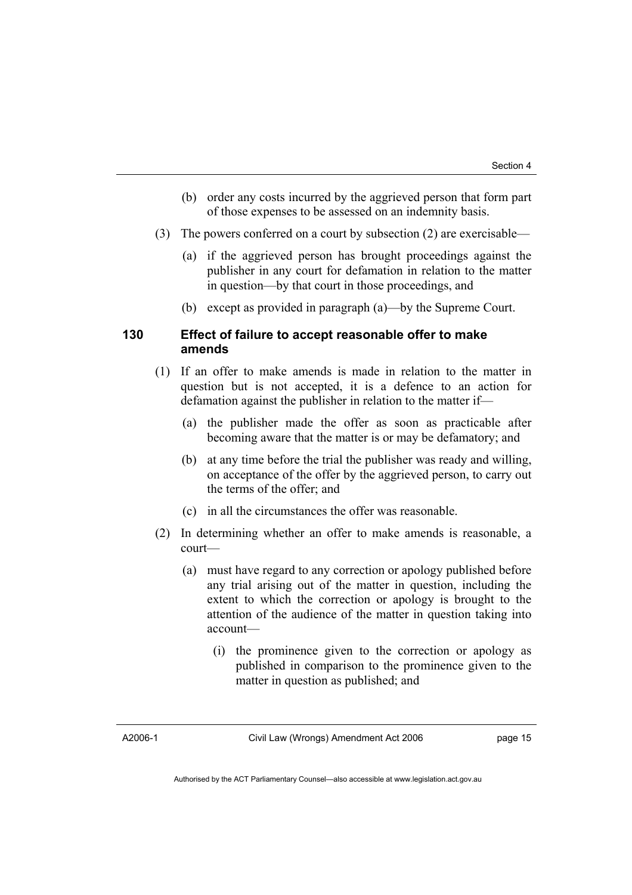(b) order any costs incurred by the aggrieved person that form part of those expenses to be assessed on an indemnity basis.

(3) The powers conferred on a court by subsection (2) are exercisable—

(a) if the aggrieved person has brought proceedings against the publisher in any court for defamation in relation to the matter in question—by that court in those proceedings, and

(b) except as provided in paragraph (a)—by the Supreme Court.

### 130 Effect of failure to accept reasonable offer to make amends

(1) If an offer to make amends is made in relation to the matter in question but is not accepted, it is a defence to an action for defamation against the publisher in relation to the matter if—

(a) the publisher made the offer as soon as practicable after becoming aware that the matter is or may be defamatory; and

(b) at any time before the trial the publisher was ready and willing, on acceptance of the offer by the aggrieved person, to carry out the terms of the offer; and

(c) in all the circumstances the offer was reasonable.

(2) In determining whether an offer to make amends is reasonable, a court—

(a) must have regard to any correction or apology published before any trial arising out of the matter in question, including the extent to which the correction or apology is brought to the attention of the audience of the matter in question taking into account—

(i) the prominence given to the correction or apology as published in comparison to the prominence given to the matter in question as published; and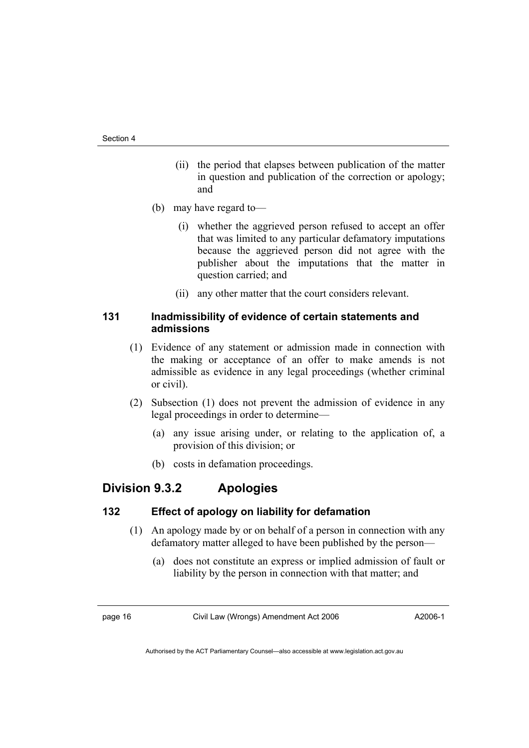(ii) the period that elapses between publication of the matter in question and publication of the correction or apology; and

(b) may have regard to—

(i) whether the aggrieved person refused to accept an offer that was limited to any particular defamatory imputations because the aggrieved person did not agree with the publisher about the imputations that the matter in question carried; and

(ii) any other matter that the court considers relevant.

### 131 Inadmissibility of evidence of certain statements and admissions

(1) Evidence of any statement or admission made in connection with the making or acceptance of an offer to make amends is not admissible as evidence in any legal proceedings (whether criminal or civil).

(2) Subsection (1) does not prevent the admission of evidence in any legal proceedings in order to determine—

(a) any issue arising under, or relating to the application of, a provision of this division; or

(b) costs in defamation proceedings.

## Division 9.3.2 Apologies

### 132 Effect of apology on liability for defamation

(1) An apology made by or on behalf of a person in connection with any defamatory matter alleged to have been published by the person—

(a) does not constitute an express or implied admission of fault or liability by the person in connection with that matter; and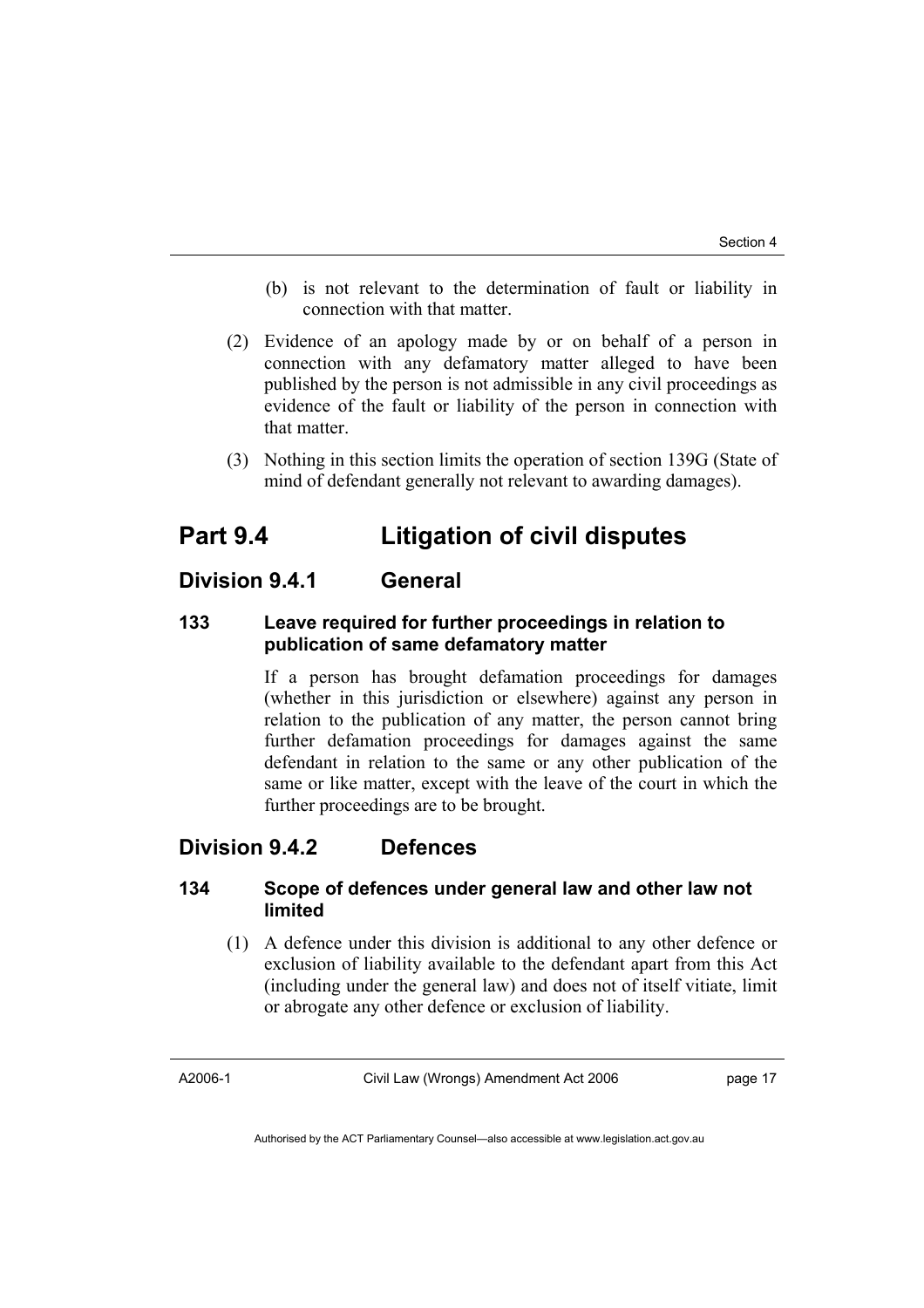(b) is not relevant to the determination of fault or liability in connection with that matter.

(2) Evidence of an apology made by or on behalf of a person in connection with any defamatory matter alleged to have been published by the person is not admissible in any civil proceedings as evidence of the fault or liability of the person in connection with that matter.

(3) Nothing in this section limits the operation of section 139G (State of mind of defendant generally not relevant to awarding damages).

# Part 9.4 Litigation of civil disputes

## Division 9.4.1 General

### 133 Leave required for further proceedings in relation to publication of same defamatory matter

If a person has brought defamation proceedings for damages (whether in this jurisdiction or elsewhere) against any person in relation to the publication of any matter, the person cannot bring further defamation proceedings for damages against the same defendant in relation to the same or any other publication of the same or like matter, except with the leave of the court in which the further proceedings are to be brought.

## Division 9.4.2 Defences

### 134 Scope of defences under general law and other law not limited

(1) A defence under this division is additional to any other defence or exclusion of liability available to the defendant apart from this Act (including under the general law) and does not of itself vitiate, limit or abrogate any other defence or exclusion of liability.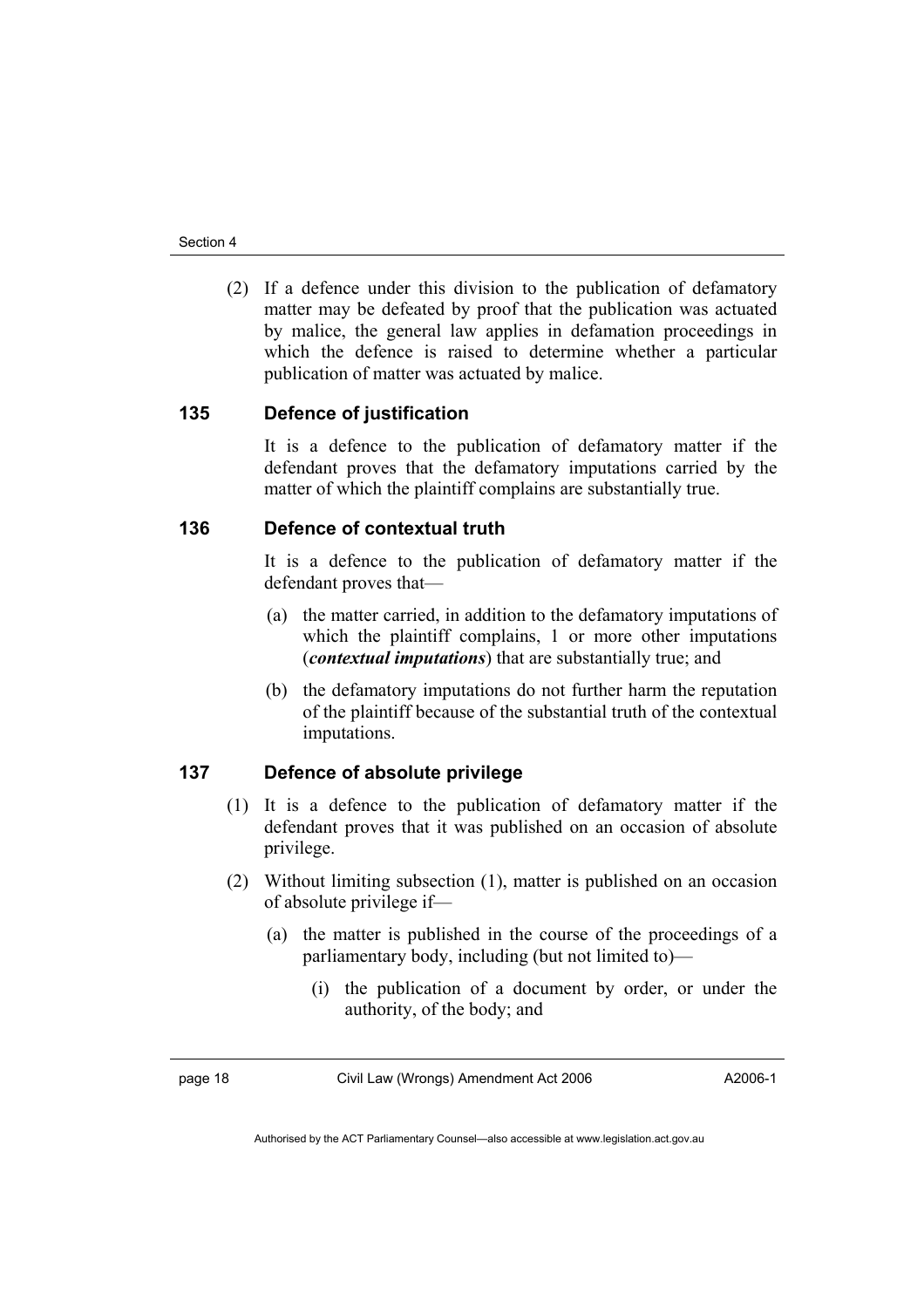(2) If a defence under this division to the publication of defamatory matter may be defeated by proof that the publication was actuated by malice, the general law applies in defamation proceedings in which the defence is raised to determine whether a particular publication of matter was actuated by malice.

### 135 Defence of justification

It is a defence to the publication of defamatory matter if the defendant proves that the defamatory imputations carried by the matter of which the plaintiff complains are substantially true.

### 136 Defence of contextual truth

It is a defence to the publication of defamatory matter if the defendant proves that—

(a) the matter carried, in addition to the defamatory imputations of which the plaintiff complains, 1 or more other imputations (***contextual imputations***) that are substantially true; and

(b) the defamatory imputations do not further harm the reputation of the plaintiff because of the substantial truth of the contextual imputations.

### 137 Defence of absolute privilege

(1) It is a defence to the publication of defamatory matter if the defendant proves that it was published on an occasion of absolute privilege.

(2) Without limiting subsection (1), matter is published on an occasion of absolute privilege if—

(a) the matter is published in the course of the proceedings of a parliamentary body, including (but not limited to)—

(i) the publication of a document by order, or under the authority, of the body; and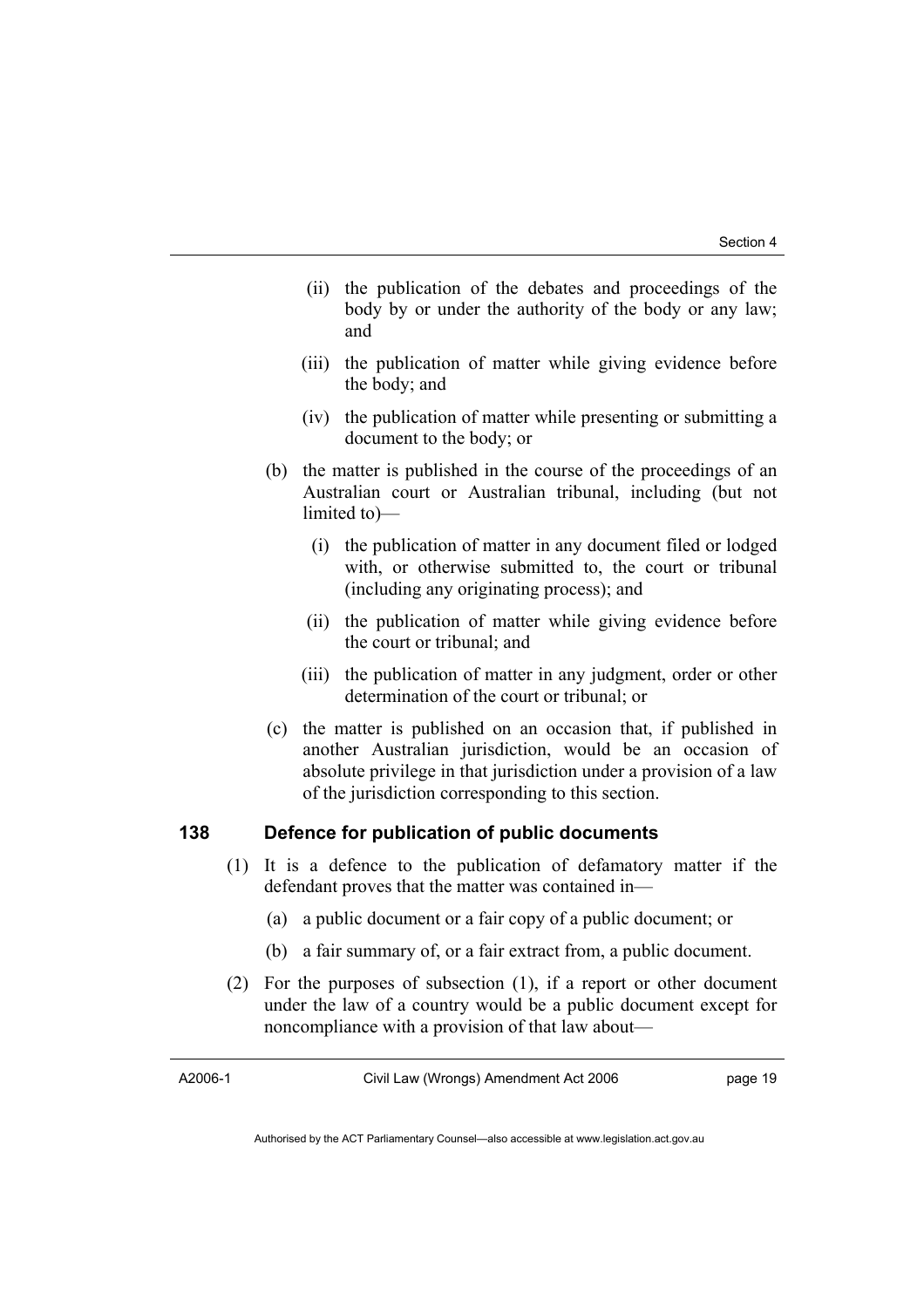(ii) the publication of the debates and proceedings of the body by or under the authority of the body or any law; and

(iii) the publication of matter while giving evidence before the body; and

(iv) the publication of matter while presenting or submitting a document to the body; or

(b) the matter is published in the course of the proceedings of an Australian court or Australian tribunal, including (but not limited to)—

(i) the publication of matter in any document filed or lodged with, or otherwise submitted to, the court or tribunal (including any originating process); and

(ii) the publication of matter while giving evidence before the court or tribunal; and

(iii) the publication of matter in any judgment, order or other determination of the court or tribunal; or

(c) the matter is published on an occasion that, if published in another Australian jurisdiction, would be an occasion of absolute privilege in that jurisdiction under a provision of a law of the jurisdiction corresponding to this section.

## 138 Defence for publication of public documents

(1) It is a defence to the publication of defamatory matter if the defendant proves that the matter was contained in—

(a) a public document or a fair copy of a public document; or

(b) a fair summary of, or a fair extract from, a public document.

(2) For the purposes of subsection (1), if a report or other document under the law of a country would be a public document except for noncompliance with a provision of that law about—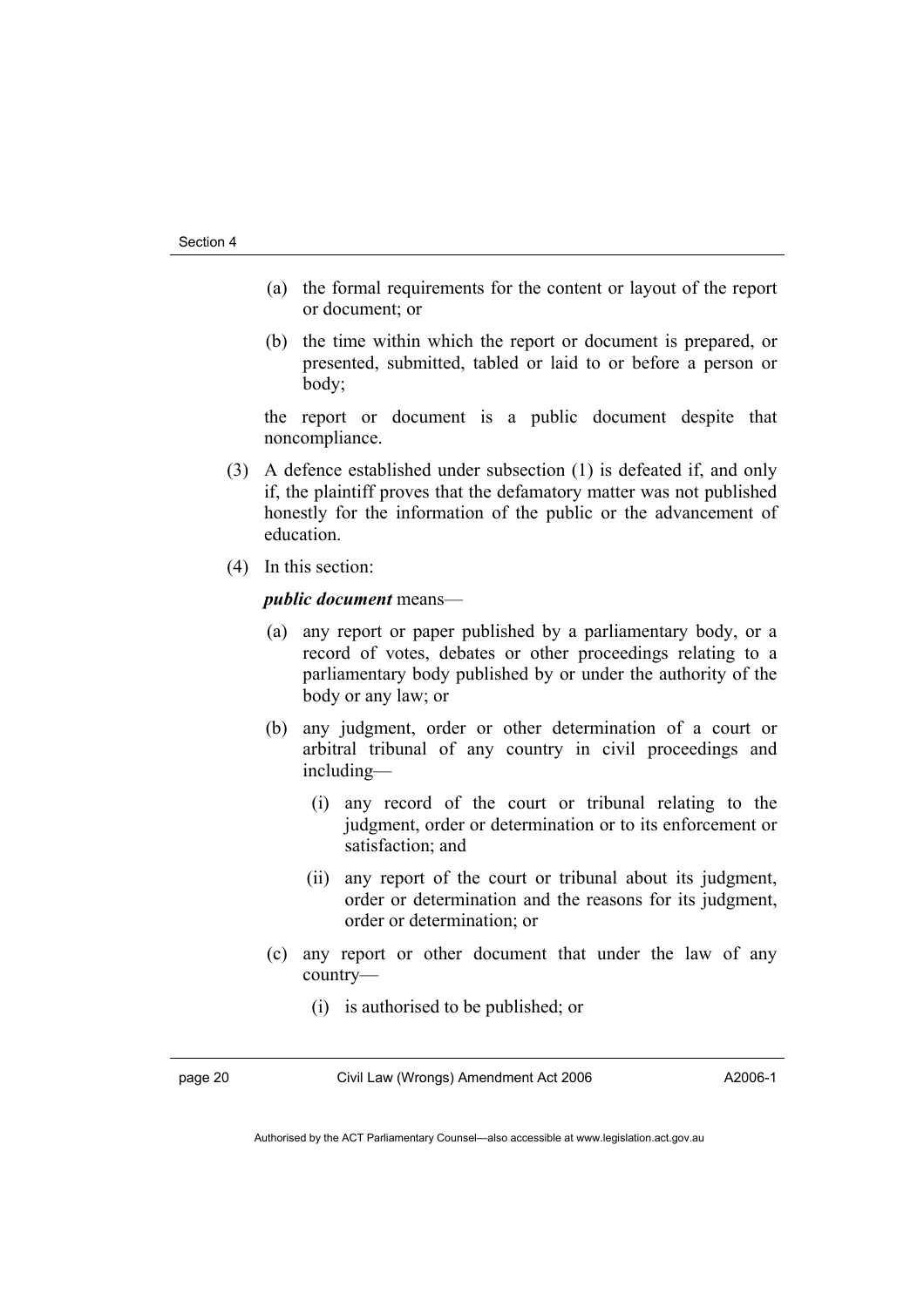(a) the formal requirements for the content or layout of the report or document; or

(b) the time within which the report or document is prepared, or presented, submitted, tabled or laid to or before a person or body;

the report or document is a public document despite that noncompliance.

(3) A defence established under subsection (1) is defeated if, and only if, the plaintiff proves that the defamatory matter was not published honestly for the information of the public or the advancement of education.

(4) In this section:

***public document*** means—

(a) any report or paper published by a parliamentary body, or a record of votes, debates or other proceedings relating to a parliamentary body published by or under the authority of the body or any law; or

(b) any judgment, order or other determination of a court or arbitral tribunal of any country in civil proceedings and including—

(i) any record of the court or tribunal relating to the judgment, order or determination or to its enforcement or satisfaction; and

(ii) any report of the court or tribunal about its judgment, order or determination and the reasons for its judgment, order or determination; or

(c) any report or other document that under the law of any country—

(i) is authorised to be published; or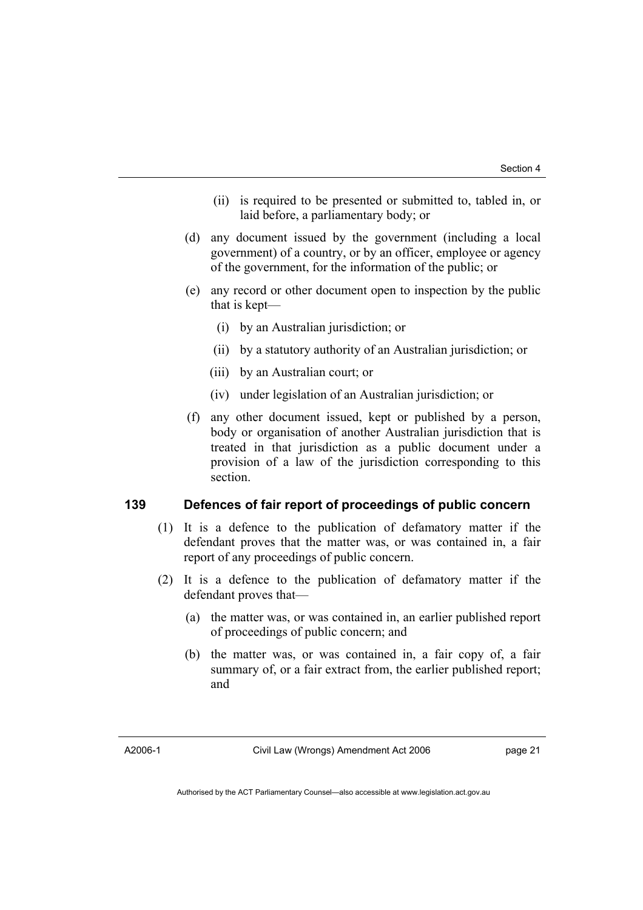(ii) is required to be presented or submitted to, tabled in, or laid before, a parliamentary body; or

(d) any document issued by the government (including a local government) of a country, or by an officer, employee or agency of the government, for the information of the public; or

(e) any record or other document open to inspection by the public that is kept—

(i) by an Australian jurisdiction; or

(ii) by a statutory authority of an Australian jurisdiction; or

(iii) by an Australian court; or

(iv) under legislation of an Australian jurisdiction; or

(f) any other document issued, kept or published by a person, body or organisation of another Australian jurisdiction that is treated in that jurisdiction as a public document under a provision of a law of the jurisdiction corresponding to this section.

### 139 Defences of fair report of proceedings of public concern

(1) It is a defence to the publication of defamatory matter if the defendant proves that the matter was, or was contained in, a fair report of any proceedings of public concern.

(2) It is a defence to the publication of defamatory matter if the defendant proves that—

(a) the matter was, or was contained in, an earlier published report of proceedings of public concern; and

(b) the matter was, or was contained in, a fair copy of, a fair summary of, or a fair extract from, the earlier published report; and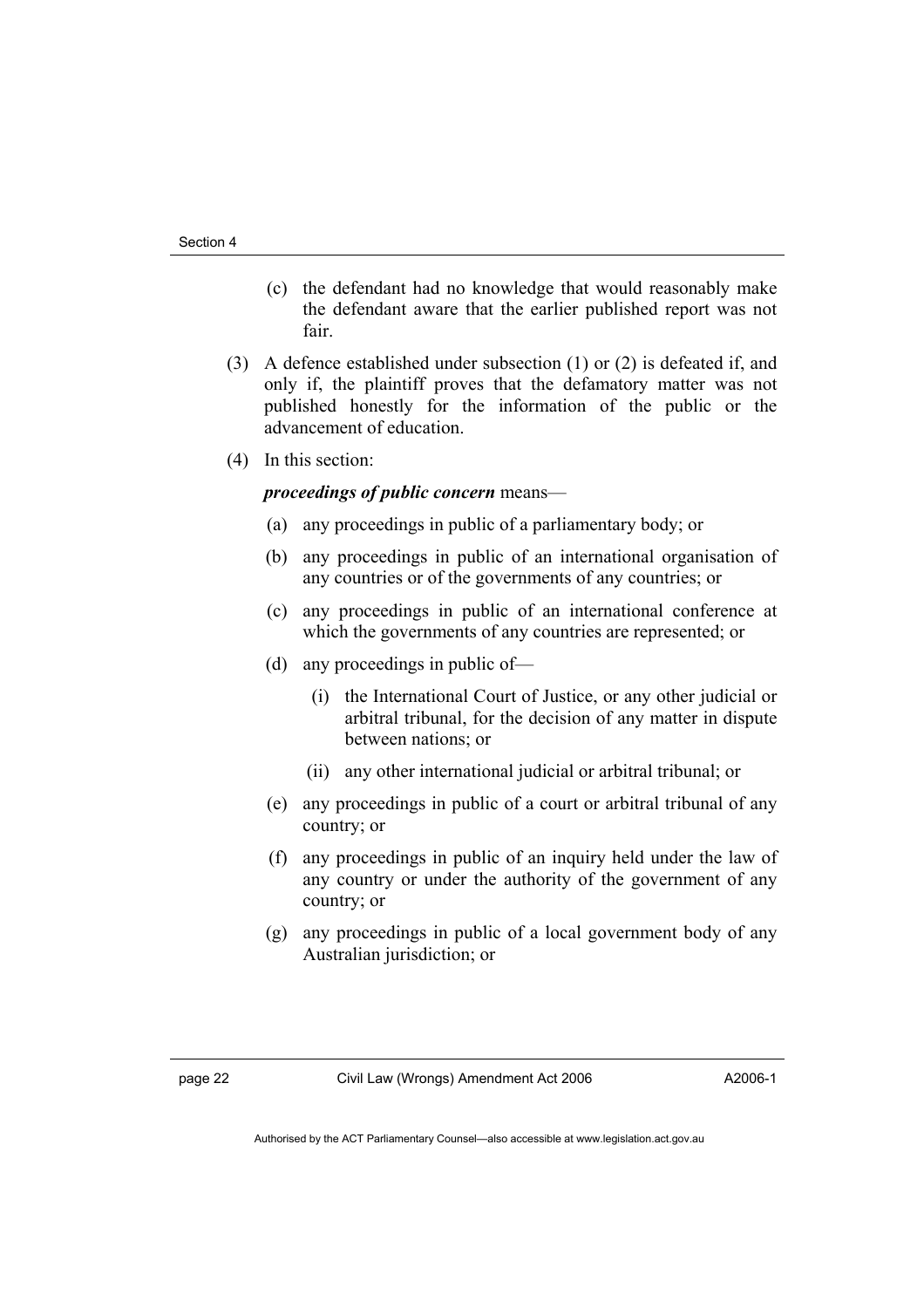(c) the defendant had no knowledge that would reasonably make the defendant aware that the earlier published report was not fair.

(3) A defence established under subsection (1) or (2) is defeated if, and only if, the plaintiff proves that the defamatory matter was not published honestly for the information of the public or the advancement of education.

(4) In this section:

***proceedings of public concern*** means—

(a) any proceedings in public of a parliamentary body; or

(b) any proceedings in public of an international organisation of any countries or of the governments of any countries; or

(c) any proceedings in public of an international conference at which the governments of any countries are represented; or

(d) any proceedings in public of—

(i) the International Court of Justice, or any other judicial or arbitral tribunal, for the decision of any matter in dispute between nations; or

(ii) any other international judicial or arbitral tribunal; or

(e) any proceedings in public of a court or arbitral tribunal of any country; or

(f) any proceedings in public of an inquiry held under the law of any country or under the authority of the government of any country; or

(g) any proceedings in public of a local government body of any Australian jurisdiction; or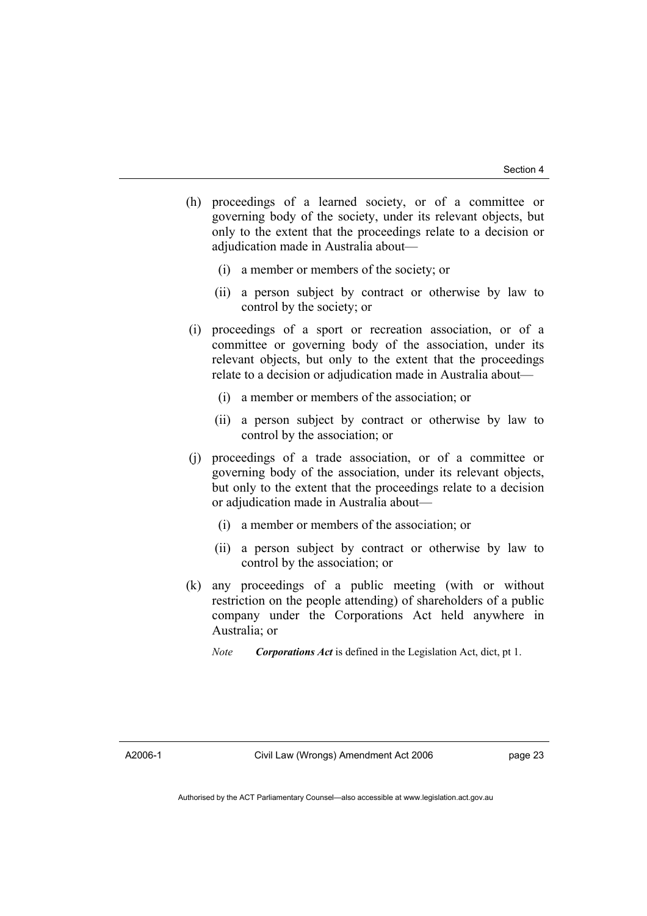(h) proceedings of a learned society, or of a committee or governing body of the society, under its relevant objects, but only to the extent that the proceedings relate to a decision or adjudication made in Australia about—

  (i) a member or members of the society; or

  (ii) a person subject by contract or otherwise by law to control by the society; or

(i) proceedings of a sport or recreation association, or of a committee or governing body of the association, under its relevant objects, but only to the extent that the proceedings relate to a decision or adjudication made in Australia about—

  (i) a member or members of the association; or

  (ii) a person subject by contract or otherwise by law to control by the association; or

(j) proceedings of a trade association, or of a committee or governing body of the association, under its relevant objects, but only to the extent that the proceedings relate to a decision or adjudication made in Australia about—

  (i) a member or members of the association; or

  (ii) a person subject by contract or otherwise by law to control by the association; or

(k) any proceedings of a public meeting (with or without restriction on the people attending) of shareholders of a public company under the Corporations Act held anywhere in Australia; or

*Note* ***Corporations Act*** is defined in the Legislation Act, dict, pt 1.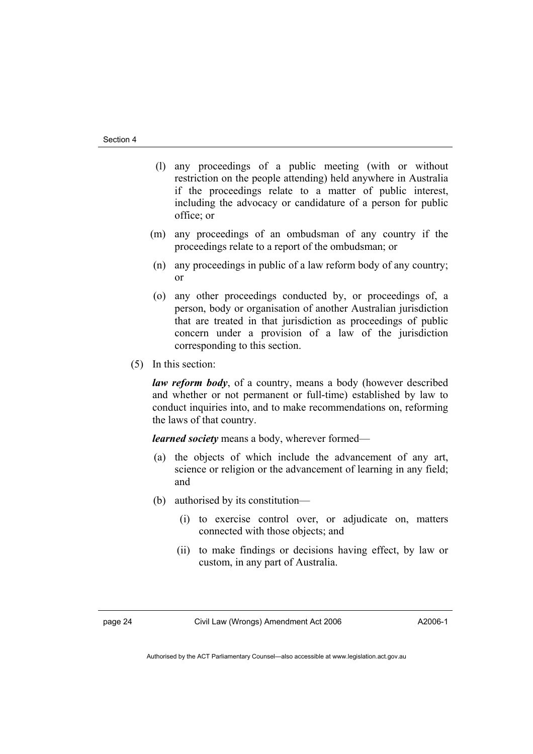(l) any proceedings of a public meeting (with or without restriction on the people attending) held anywhere in Australia if the proceedings relate to a matter of public interest, including the advocacy or candidature of a person for public office; or

(m) any proceedings of an ombudsman of any country if the proceedings relate to a report of the ombudsman; or

(n) any proceedings in public of a law reform body of any country; or

(o) any other proceedings conducted by, or proceedings of, a person, body or organisation of another Australian jurisdiction that are treated in that jurisdiction as proceedings of public concern under a provision of a law of the jurisdiction corresponding to this section.

(5) In this section:

***law reform body***, of a country, means a body (however described and whether or not permanent or full-time) established by law to conduct inquiries into, and to make recommendations on, reforming the laws of that country.

***learned society*** means a body, wherever formed—

(a) the objects of which include the advancement of any art, science or religion or the advancement of learning in any field; and

(b) authorised by its constitution—

(i) to exercise control over, or adjudicate on, matters connected with those objects; and

(ii) to make findings or decisions having effect, by law or custom, in any part of Australia.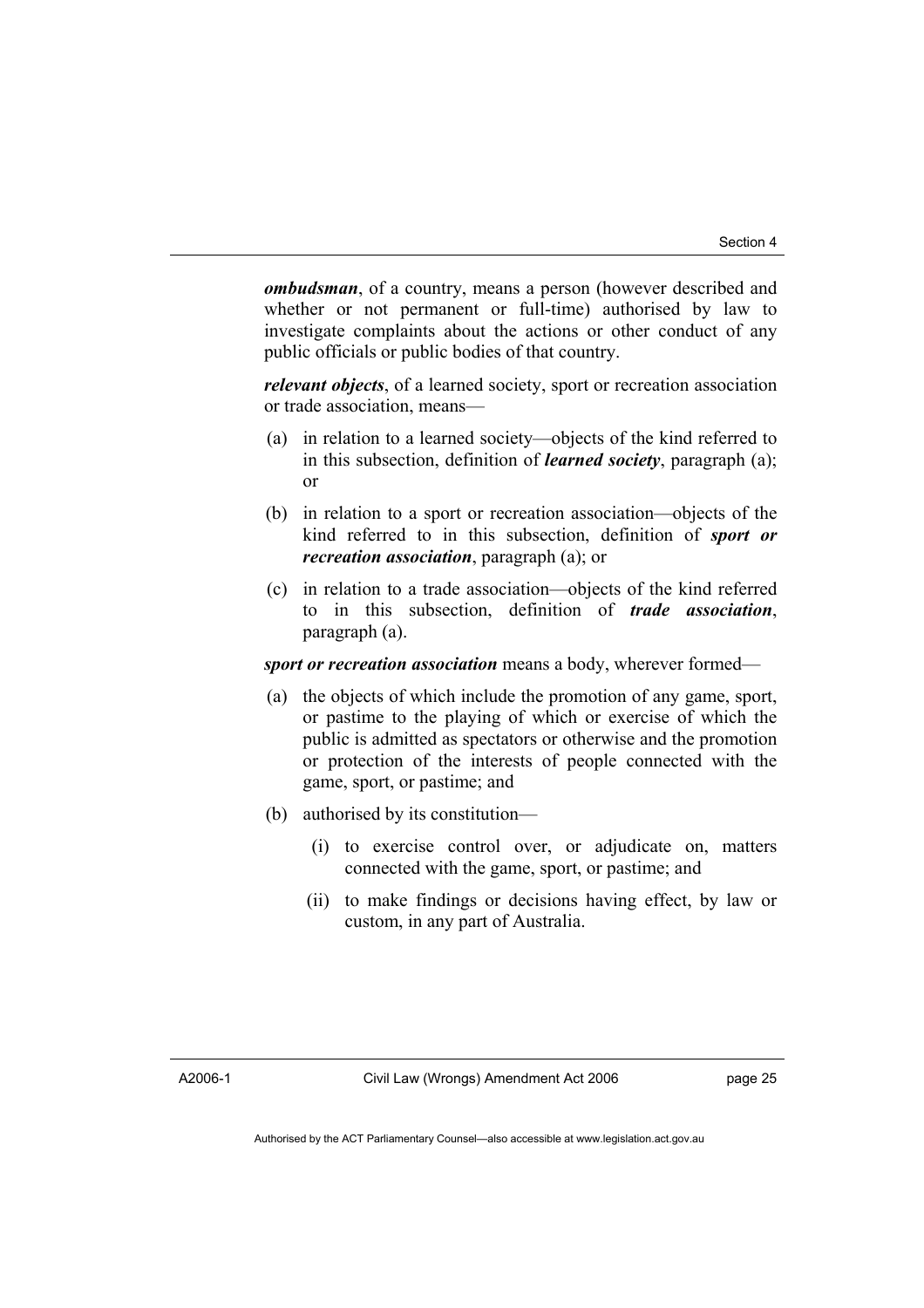***ombudsman***, of a country, means a person (however described and whether or not permanent or full-time) authorised by law to investigate complaints about the actions or other conduct of any public officials or public bodies of that country.

***relevant objects***, of a learned society, sport or recreation association or trade association, means—

(a) in relation to a learned society—objects of the kind referred to in this subsection, definition of ***learned society***, paragraph (a); or

(b) in relation to a sport or recreation association—objects of the kind referred to in this subsection, definition of ***sport or recreation association***, paragraph (a); or

(c) in relation to a trade association—objects of the kind referred to in this subsection, definition of ***trade association***, paragraph (a).

***sport or recreation association*** means a body, wherever formed—

(a) the objects of which include the promotion of any game, sport, or pastime to the playing of which or exercise of which the public is admitted as spectators or otherwise and the promotion or protection of the interests of people connected with the game, sport, or pastime; and

(b) authorised by its constitution—

   (i) to exercise control over, or adjudicate on, matters connected with the game, sport, or pastime; and

   (ii) to make findings or decisions having effect, by law or custom, in any part of Australia.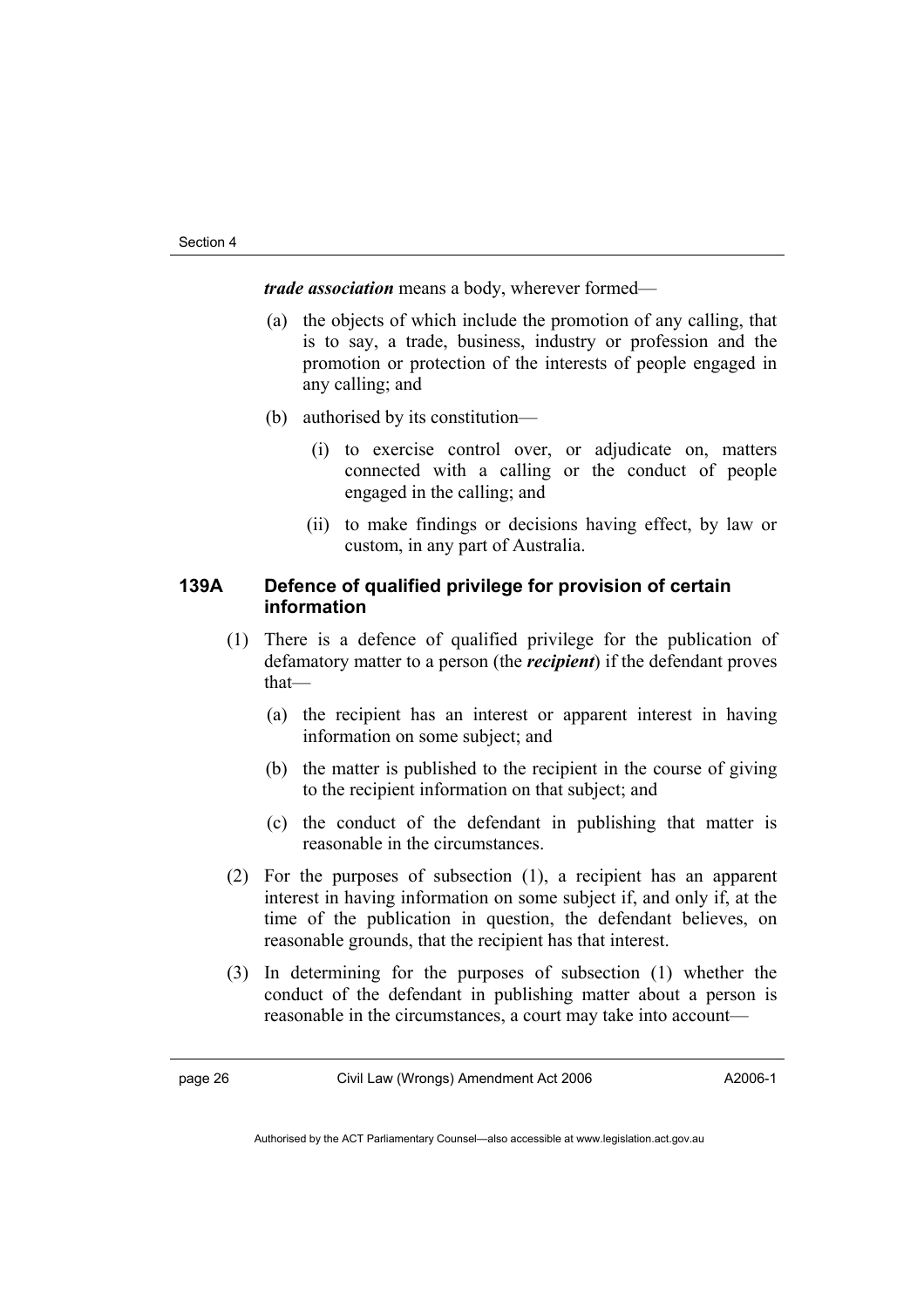***trade association*** means a body, wherever formed—

(a) the objects of which include the promotion of any calling, that is to say, a trade, business, industry or profession and the promotion or protection of the interests of people engaged in any calling; and

(b) authorised by its constitution—

  (i) to exercise control over, or adjudicate on, matters connected with a calling or the conduct of people engaged in the calling; and

  (ii) to make findings or decisions having effect, by law or custom, in any part of Australia.

### 139A Defence of qualified privilege for provision of certain information

(1) There is a defence of qualified privilege for the publication of defamatory matter to a person (the ***recipient***) if the defendant proves that—

  (a) the recipient has an interest or apparent interest in having information on some subject; and

  (b) the matter is published to the recipient in the course of giving to the recipient information on that subject; and

  (c) the conduct of the defendant in publishing that matter is reasonable in the circumstances.

(2) For the purposes of subsection (1), a recipient has an apparent interest in having information on some subject if, and only if, at the time of the publication in question, the defendant believes, on reasonable grounds, that the recipient has that interest.

(3) In determining for the purposes of subsection (1) whether the conduct of the defendant in publishing matter about a person is reasonable in the circumstances, a court may take into account—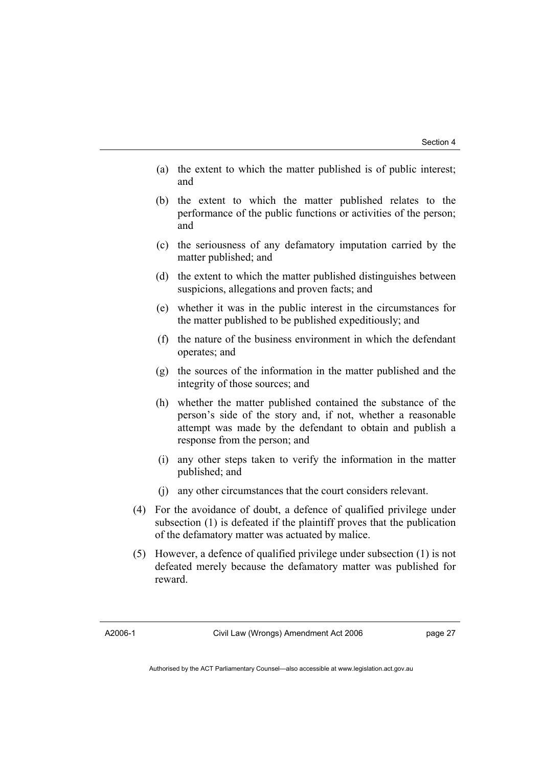(a) the extent to which the matter published is of public interest; and

(b) the extent to which the matter published relates to the performance of the public functions or activities of the person; and

(c) the seriousness of any defamatory imputation carried by the matter published; and

(d) the extent to which the matter published distinguishes between suspicions, allegations and proven facts; and

(e) whether it was in the public interest in the circumstances for the matter published to be published expeditiously; and

(f) the nature of the business environment in which the defendant operates; and

(g) the sources of the information in the matter published and the integrity of those sources; and

(h) whether the matter published contained the substance of the person's side of the story and, if not, whether a reasonable attempt was made by the defendant to obtain and publish a response from the person; and

(i) any other steps taken to verify the information in the matter published; and

(j) any other circumstances that the court considers relevant.

(4) For the avoidance of doubt, a defence of qualified privilege under subsection (1) is defeated if the plaintiff proves that the publication of the defamatory matter was actuated by malice.

(5) However, a defence of qualified privilege under subsection (1) is not defeated merely because the defamatory matter was published for reward.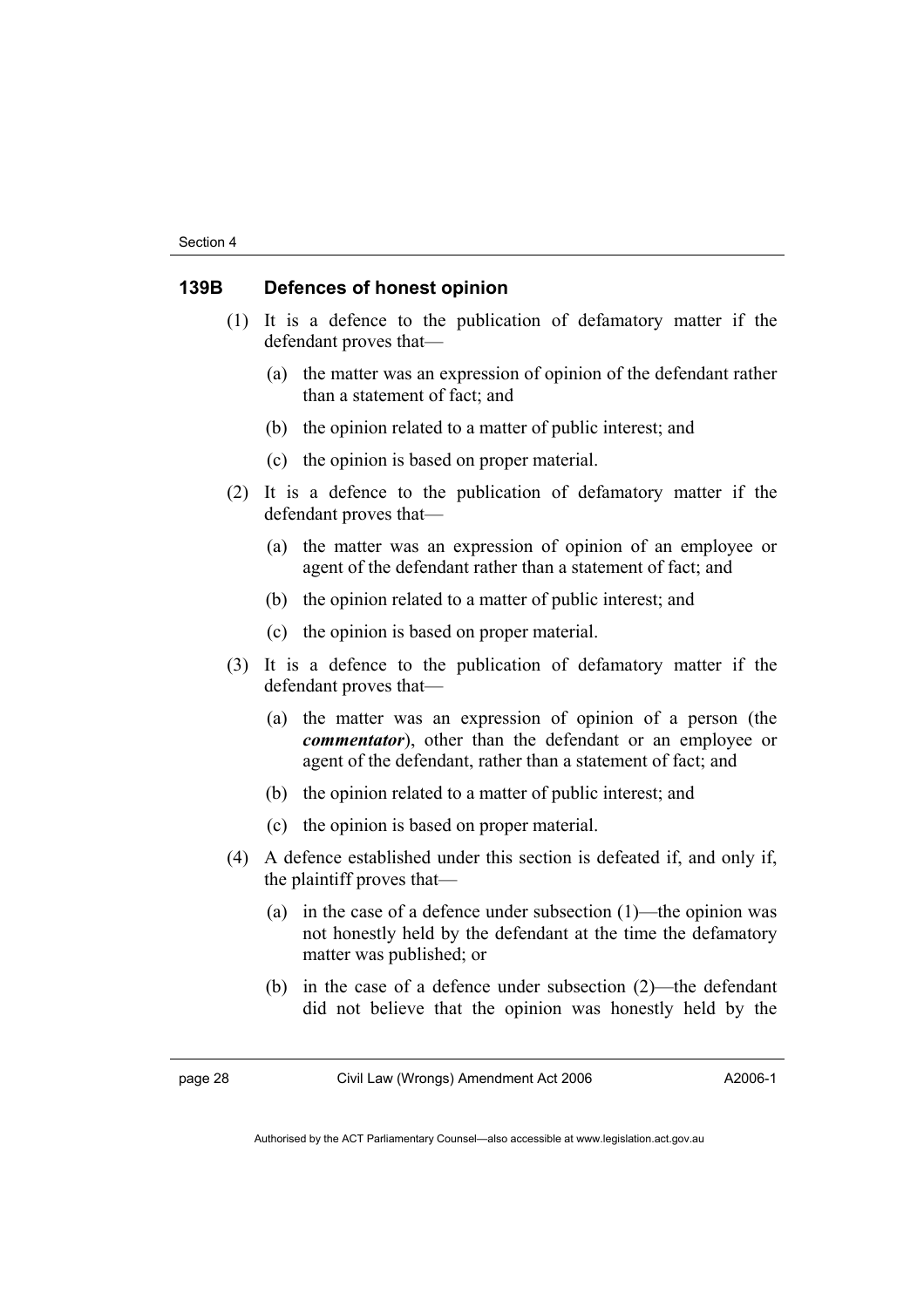### 139B Defences of honest opinion

(1) It is a defence to the publication of defamatory matter if the defendant proves that—

(a) the matter was an expression of opinion of the defendant rather than a statement of fact; and

(b) the opinion related to a matter of public interest; and

(c) the opinion is based on proper material.

(2) It is a defence to the publication of defamatory matter if the defendant proves that—

(a) the matter was an expression of opinion of an employee or agent of the defendant rather than a statement of fact; and

(b) the opinion related to a matter of public interest; and

(c) the opinion is based on proper material.

(3) It is a defence to the publication of defamatory matter if the defendant proves that—

(a) the matter was an expression of opinion of a person (the ***commentator***), other than the defendant or an employee or agent of the defendant, rather than a statement of fact; and

(b) the opinion related to a matter of public interest; and

(c) the opinion is based on proper material.

(4) A defence established under this section is defeated if, and only if, the plaintiff proves that—

(a) in the case of a defence under subsection (1)—the opinion was not honestly held by the defendant at the time the defamatory matter was published; or

(b) in the case of a defence under subsection (2)—the defendant did not believe that the opinion was honestly held by the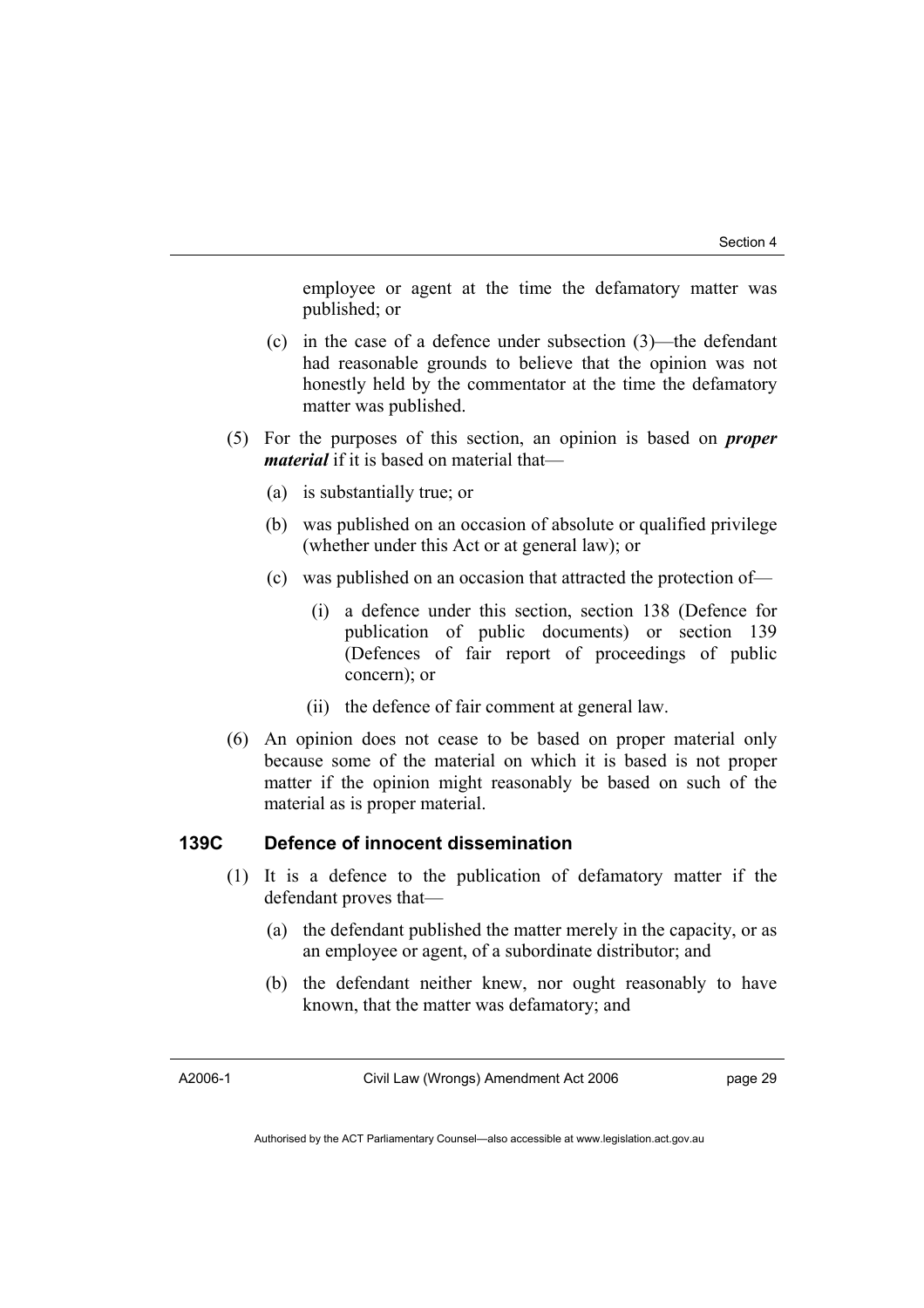employee or agent at the time the defamatory matter was published; or

(c) in the case of a defence under subsection (3)—the defendant had reasonable grounds to believe that the opinion was not honestly held by the commentator at the time the defamatory matter was published.

(5) For the purposes of this section, an opinion is based on ***proper material*** if it is based on material that—

(a) is substantially true; or

(b) was published on an occasion of absolute or qualified privilege (whether under this Act or at general law); or

(c) was published on an occasion that attracted the protection of—

(i) a defence under this section, section 138 (Defence for publication of public documents) or section 139 (Defences of fair report of proceedings of public concern); or

(ii) the defence of fair comment at general law.

(6) An opinion does not cease to be based on proper material only because some of the material on which it is based is not proper matter if the opinion might reasonably be based on such of the material as is proper material.

### 139C Defence of innocent dissemination

(1) It is a defence to the publication of defamatory matter if the defendant proves that—

(a) the defendant published the matter merely in the capacity, or as an employee or agent, of a subordinate distributor; and

(b) the defendant neither knew, nor ought reasonably to have known, that the matter was defamatory; and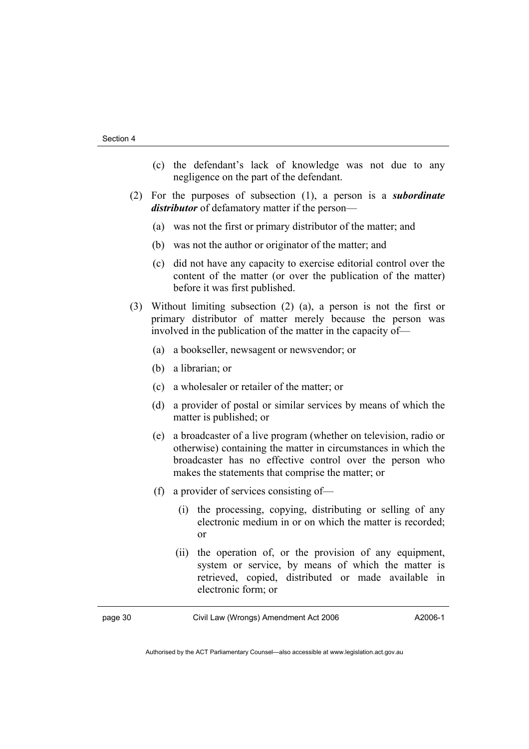(c) the defendant's lack of knowledge was not due to any negligence on the part of the defendant.

(2) For the purposes of subsection (1), a person is a ***subordinate distributor*** of defamatory matter if the person—

(a) was not the first or primary distributor of the matter; and

(b) was not the author or originator of the matter; and

(c) did not have any capacity to exercise editorial control over the content of the matter (or over the publication of the matter) before it was first published.

(3) Without limiting subsection (2) (a), a person is not the first or primary distributor of matter merely because the person was involved in the publication of the matter in the capacity of—

(a) a bookseller, newsagent or newsvendor; or

(b) a librarian; or

(c) a wholesaler or retailer of the matter; or

(d) a provider of postal or similar services by means of which the matter is published; or

(e) a broadcaster of a live program (whether on television, radio or otherwise) containing the matter in circumstances in which the broadcaster has no effective control over the person who makes the statements that comprise the matter; or

(f) a provider of services consisting of—

(i) the processing, copying, distributing or selling of any electronic medium in or on which the matter is recorded; or

(ii) the operation of, or the provision of any equipment, system or service, by means of which the matter is retrieved, copied, distributed or made available in electronic form; or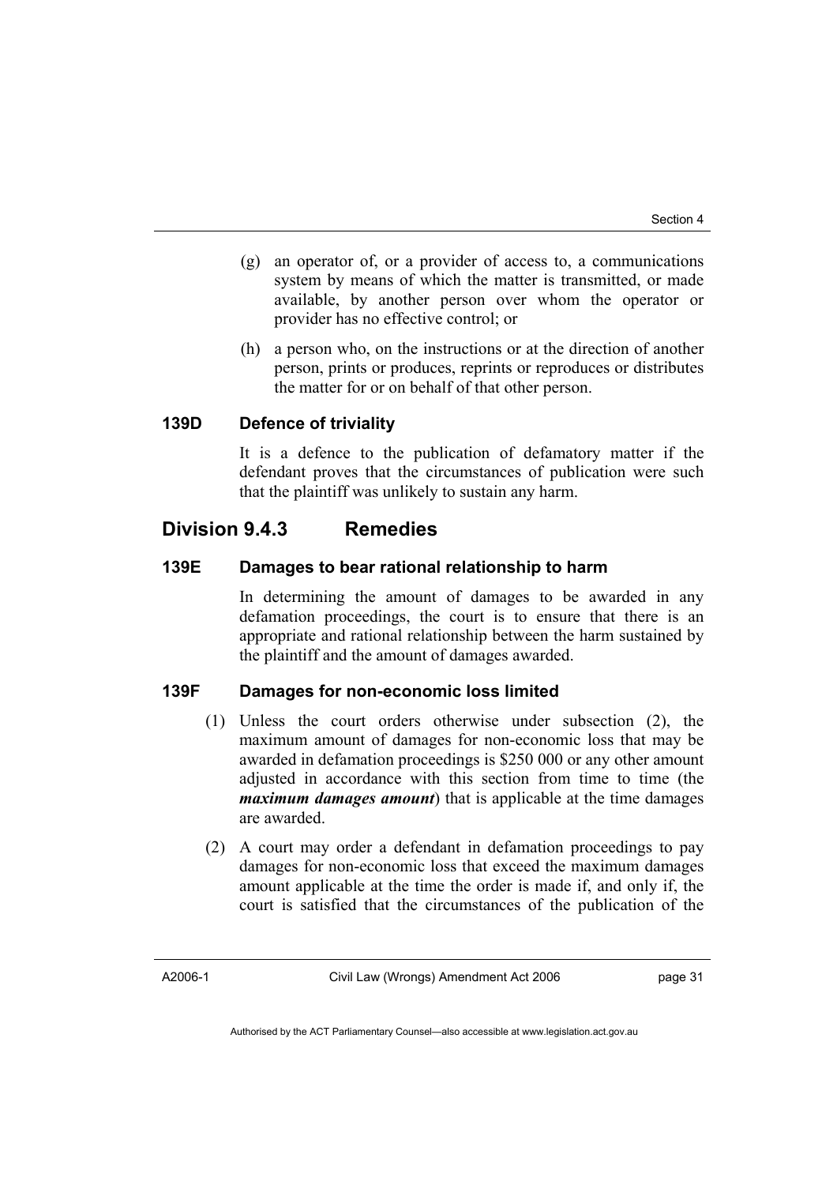(g) an operator of, or a provider of access to, a communications system by means of which the matter is transmitted, or made available, by another person over whom the operator or provider has no effective control; or

(h) a person who, on the instructions or at the direction of another person, prints or produces, reprints or reproduces or distributes the matter for or on behalf of that other person.

### 139D Defence of triviality

It is a defence to the publication of defamatory matter if the defendant proves that the circumstances of publication were such that the plaintiff was unlikely to sustain any harm.

## Division 9.4.3 Remedies

### 139E Damages to bear rational relationship to harm

In determining the amount of damages to be awarded in any defamation proceedings, the court is to ensure that there is an appropriate and rational relationship between the harm sustained by the plaintiff and the amount of damages awarded.

### 139F Damages for non-economic loss limited

(1) Unless the court orders otherwise under subsection (2), the maximum amount of damages for non-economic loss that may be awarded in defamation proceedings is $250 000 or any other amount adjusted in accordance with this section from time to time (the ***maximum damages amount***) that is applicable at the time damages are awarded.

(2) A court may order a defendant in defamation proceedings to pay damages for non-economic loss that exceed the maximum damages amount applicable at the time the order is made if, and only if, the court is satisfied that the circumstances of the publication of the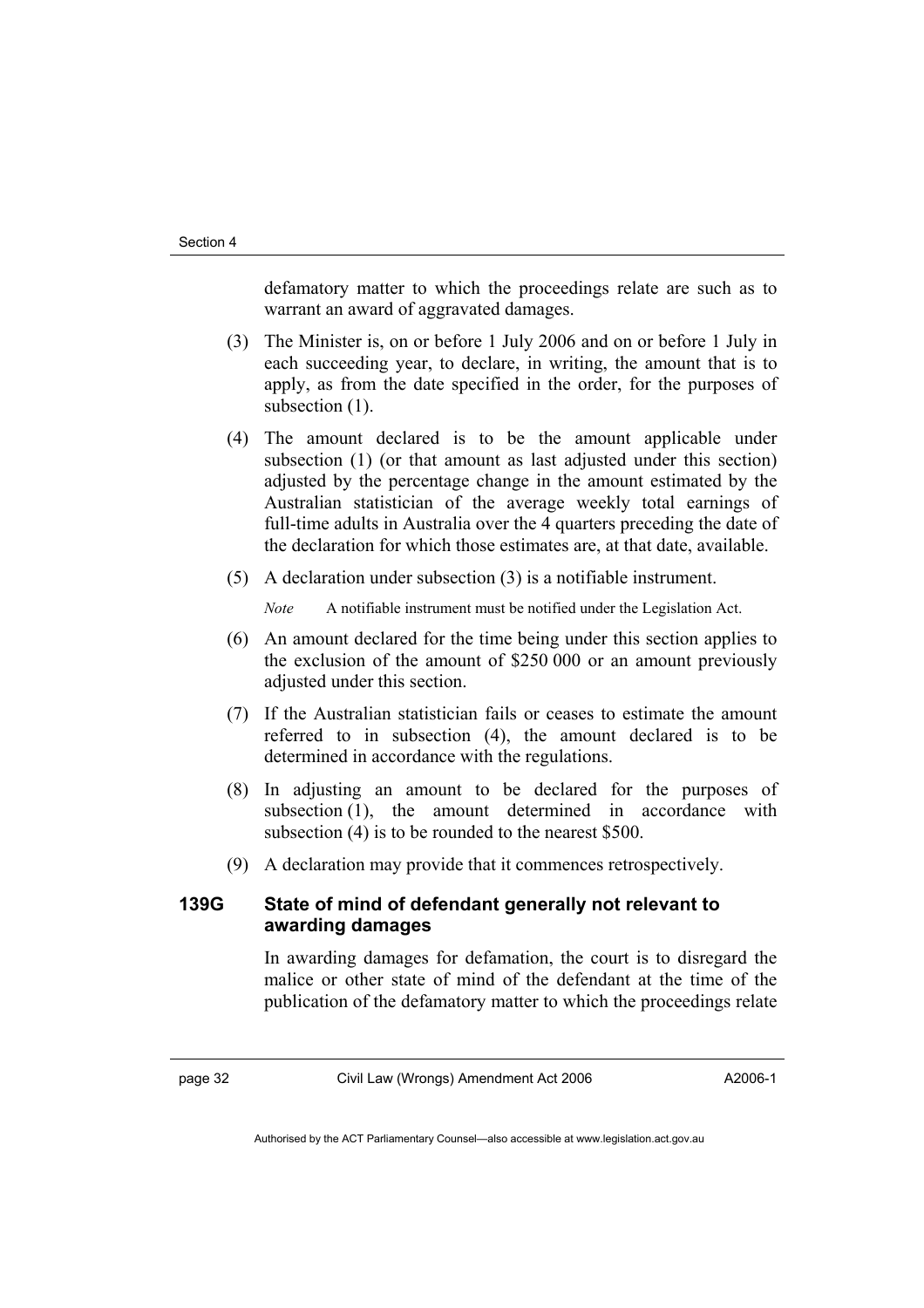defamatory matter to which the proceedings relate are such as to warrant an award of aggravated damages.

(3) The Minister is, on or before 1 July 2006 and on or before 1 July in each succeeding year, to declare, in writing, the amount that is to apply, as from the date specified in the order, for the purposes of subsection (1).

(4) The amount declared is to be the amount applicable under subsection (1) (or that amount as last adjusted under this section) adjusted by the percentage change in the amount estimated by the Australian statistician of the average weekly total earnings of full-time adults in Australia over the 4 quarters preceding the date of the declaration for which those estimates are, at that date, available.

(5) A declaration under subsection (3) is a notifiable instrument.

*Note* A notifiable instrument must be notified under the Legislation Act.

(6) An amount declared for the time being under this section applies to the exclusion of the amount of \$250 000 or an amount previously adjusted under this section.

(7) If the Australian statistician fails or ceases to estimate the amount referred to in subsection (4), the amount declared is to be determined in accordance with the regulations.

(8) In adjusting an amount to be declared for the purposes of subsection (1), the amount determined in accordance with subsection (4) is to be rounded to the nearest \$500.

(9) A declaration may provide that it commences retrospectively.

### 139G State of mind of defendant generally not relevant to awarding damages

In awarding damages for defamation, the court is to disregard the malice or other state of mind of the defendant at the time of the publication of the defamatory matter to which the proceedings relate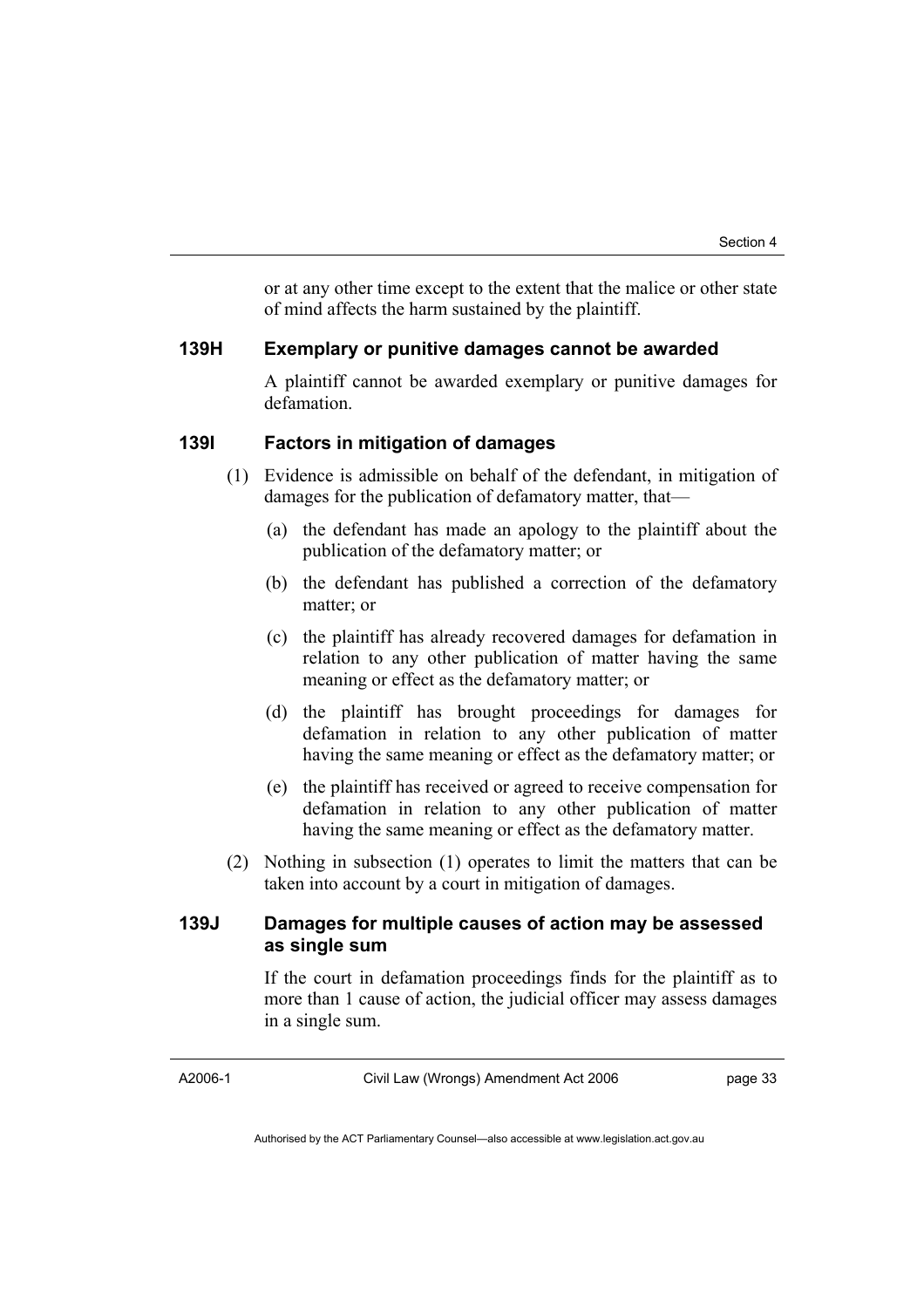or at any other time except to the extent that the malice or other state of mind affects the harm sustained by the plaintiff.

### 139H Exemplary or punitive damages cannot be awarded

A plaintiff cannot be awarded exemplary or punitive damages for defamation.

### 139I Factors in mitigation of damages

(1) Evidence is admissible on behalf of the defendant, in mitigation of damages for the publication of defamatory matter, that—

(a) the defendant has made an apology to the plaintiff about the publication of the defamatory matter; or

(b) the defendant has published a correction of the defamatory matter; or

(c) the plaintiff has already recovered damages for defamation in relation to any other publication of matter having the same meaning or effect as the defamatory matter; or

(d) the plaintiff has brought proceedings for damages for defamation in relation to any other publication of matter having the same meaning or effect as the defamatory matter; or

(e) the plaintiff has received or agreed to receive compensation for defamation in relation to any other publication of matter having the same meaning or effect as the defamatory matter.

(2) Nothing in subsection (1) operates to limit the matters that can be taken into account by a court in mitigation of damages.

### 139J Damages for multiple causes of action may be assessed as single sum

If the court in defamation proceedings finds for the plaintiff as to more than 1 cause of action, the judicial officer may assess damages in a single sum.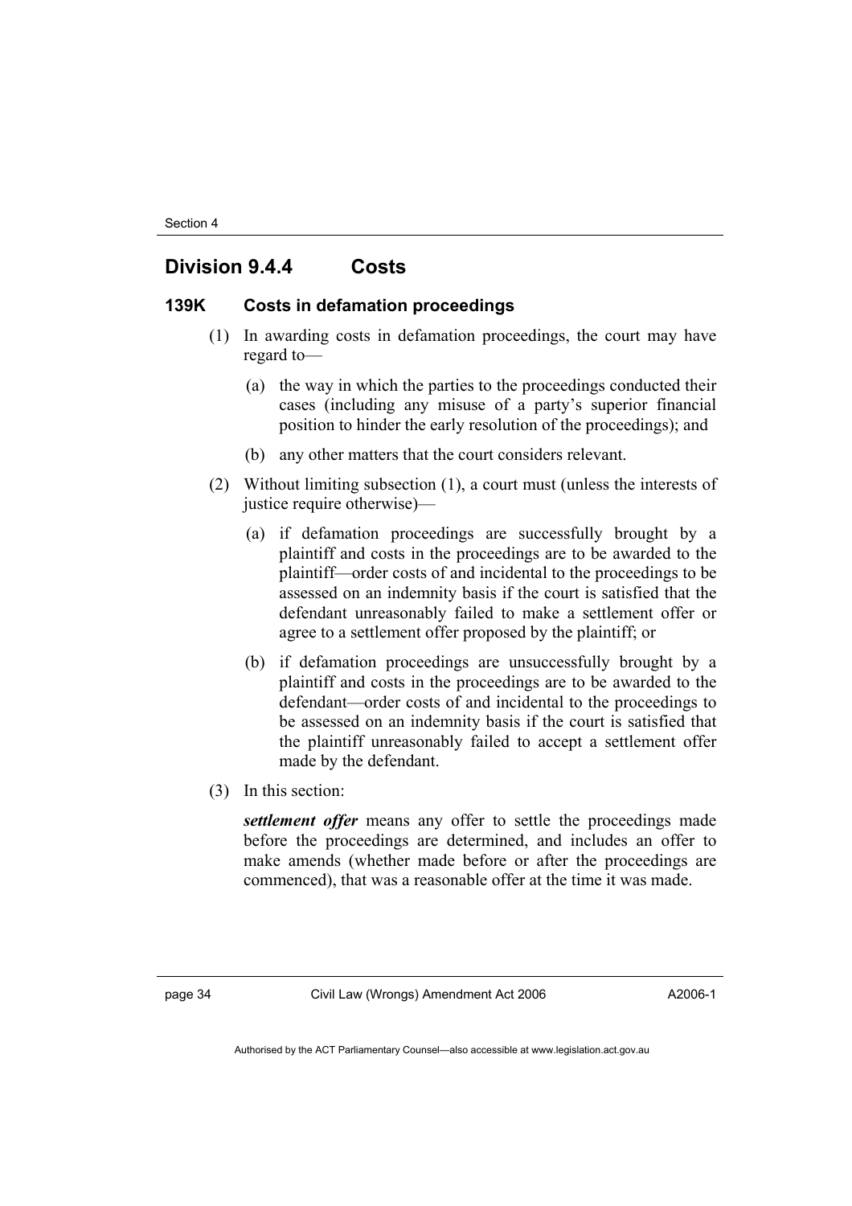## Division 9.4.4 Costs

### 139K Costs in defamation proceedings

(1) In awarding costs in defamation proceedings, the court may have regard to—

  (a) the way in which the parties to the proceedings conducted their cases (including any misuse of a party's superior financial position to hinder the early resolution of the proceedings); and

  (b) any other matters that the court considers relevant.

(2) Without limiting subsection (1), a court must (unless the interests of justice require otherwise)—

  (a) if defamation proceedings are successfully brought by a plaintiff and costs in the proceedings are to be awarded to the plaintiff—order costs of and incidental to the proceedings to be assessed on an indemnity basis if the court is satisfied that the defendant unreasonably failed to make a settlement offer or agree to a settlement offer proposed by the plaintiff; or

  (b) if defamation proceedings are unsuccessfully brought by a plaintiff and costs in the proceedings are to be awarded to the defendant—order costs of and incidental to the proceedings to be assessed on an indemnity basis if the court is satisfied that the plaintiff unreasonably failed to accept a settlement offer made by the defendant.

(3) In this section:

***settlement offer*** means any offer to settle the proceedings made before the proceedings are determined, and includes an offer to make amends (whether made before or after the proceedings are commenced), that was a reasonable offer at the time it was made.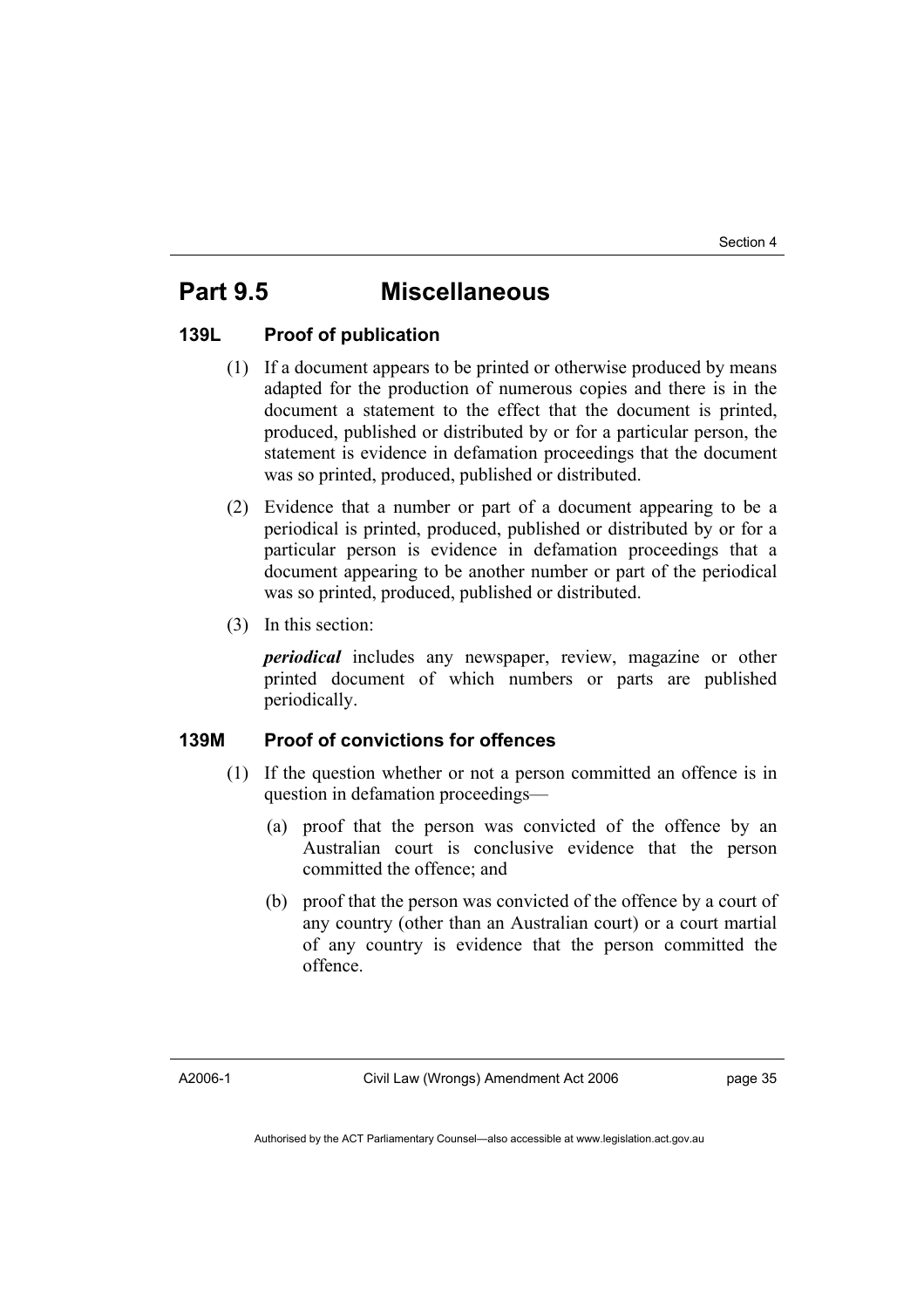# Part 9.5 Miscellaneous

### 139L Proof of publication

(1) If a document appears to be printed or otherwise produced by means adapted for the production of numerous copies and there is in the document a statement to the effect that the document is printed, produced, published or distributed by or for a particular person, the statement is evidence in defamation proceedings that the document was so printed, produced, published or distributed.

(2) Evidence that a number or part of a document appearing to be a periodical is printed, produced, published or distributed by or for a particular person is evidence in defamation proceedings that a document appearing to be another number or part of the periodical was so printed, produced, published or distributed.

(3) In this section:

***periodical*** includes any newspaper, review, magazine or other printed document of which numbers or parts are published periodically.

### 139M Proof of convictions for offences

(1) If the question whether or not a person committed an offence is in question in defamation proceedings—

(a) proof that the person was convicted of the offence by an Australian court is conclusive evidence that the person committed the offence; and

(b) proof that the person was convicted of the offence by a court of any country (other than an Australian court) or a court martial of any country is evidence that the person committed the offence.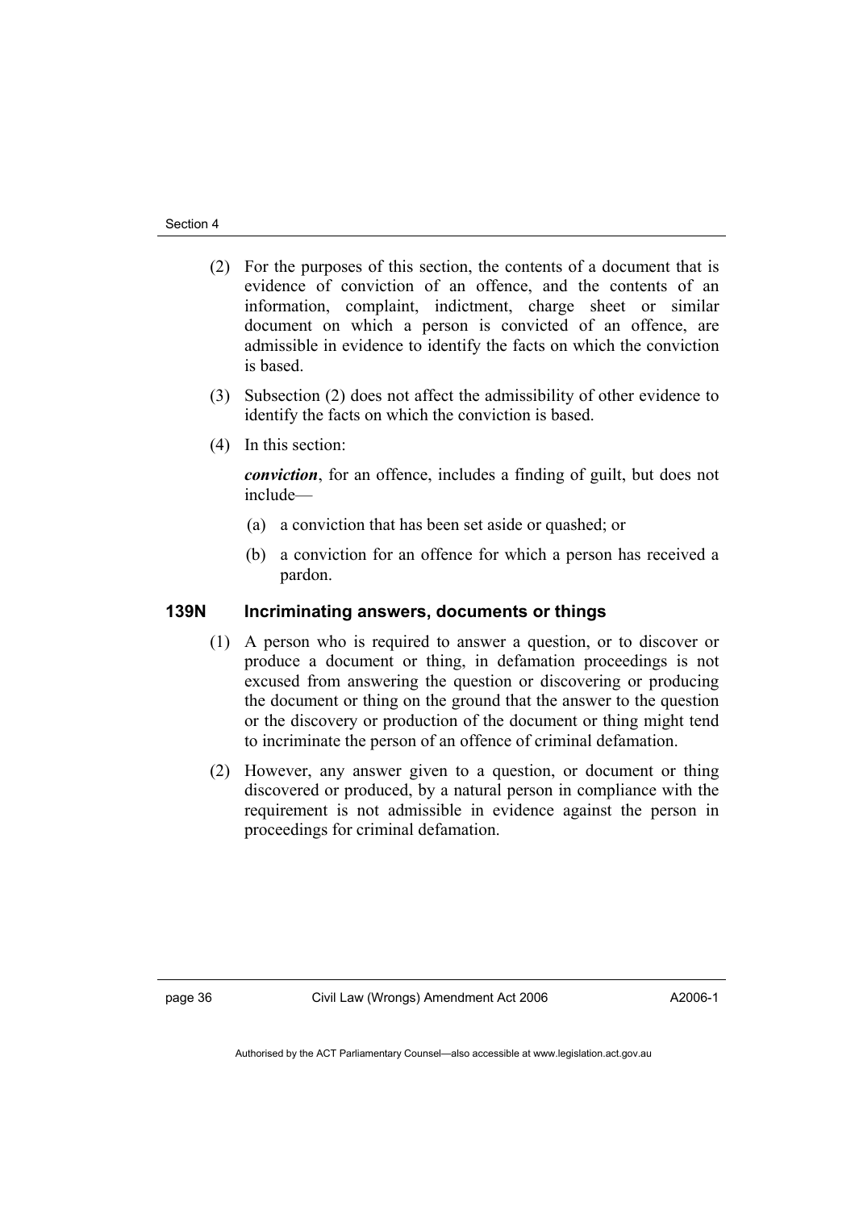(2) For the purposes of this section, the contents of a document that is evidence of conviction of an offence, and the contents of an information, complaint, indictment, charge sheet or similar document on which a person is convicted of an offence, are admissible in evidence to identify the facts on which the conviction is based.

(3) Subsection (2) does not affect the admissibility of other evidence to identify the facts on which the conviction is based.

(4) In this section:

***conviction***, for an offence, includes a finding of guilt, but does not include—

(a) a conviction that has been set aside or quashed; or

(b) a conviction for an offence for which a person has received a pardon.

### 139N Incriminating answers, documents or things

(1) A person who is required to answer a question, or to discover or produce a document or thing, in defamation proceedings is not excused from answering the question or discovering or producing the document or thing on the ground that the answer to the question or the discovery or production of the document or thing might tend to incriminate the person of an offence of criminal defamation.

(2) However, any answer given to a question, or document or thing discovered or produced, by a natural person in compliance with the requirement is not admissible in evidence against the person in proceedings for criminal defamation.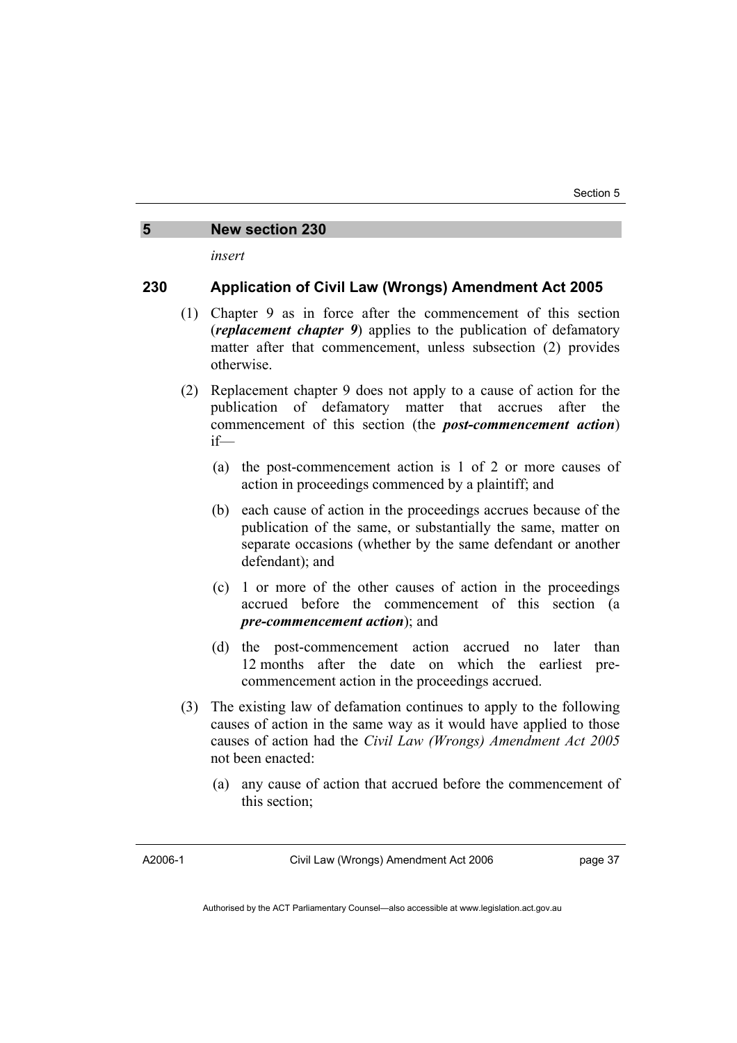## 5 New section 230

*insert*

### 230 Application of Civil Law (Wrongs) Amendment Act 2005

(1) Chapter 9 as in force after the commencement of this section (***replacement chapter 9***) applies to the publication of defamatory matter after that commencement, unless subsection (2) provides otherwise.

(2) Replacement chapter 9 does not apply to a cause of action for the publication of defamatory matter that accrues after the commencement of this section (the ***post-commencement action***) if—

(a) the post-commencement action is 1 of 2 or more causes of action in proceedings commenced by a plaintiff; and

(b) each cause of action in the proceedings accrues because of the publication of the same, or substantially the same, matter on separate occasions (whether by the same defendant or another defendant); and

(c) 1 or more of the other causes of action in the proceedings accrued before the commencement of this section (a ***pre-commencement action***); and

(d) the post-commencement action accrued no later than 12 months after the date on which the earliest pre-commencement action in the proceedings accrued.

(3) The existing law of defamation continues to apply to the following causes of action in the same way as it would have applied to those causes of action had the *Civil Law (Wrongs) Amendment Act 2005* not been enacted:

(a) any cause of action that accrued before the commencement of this section;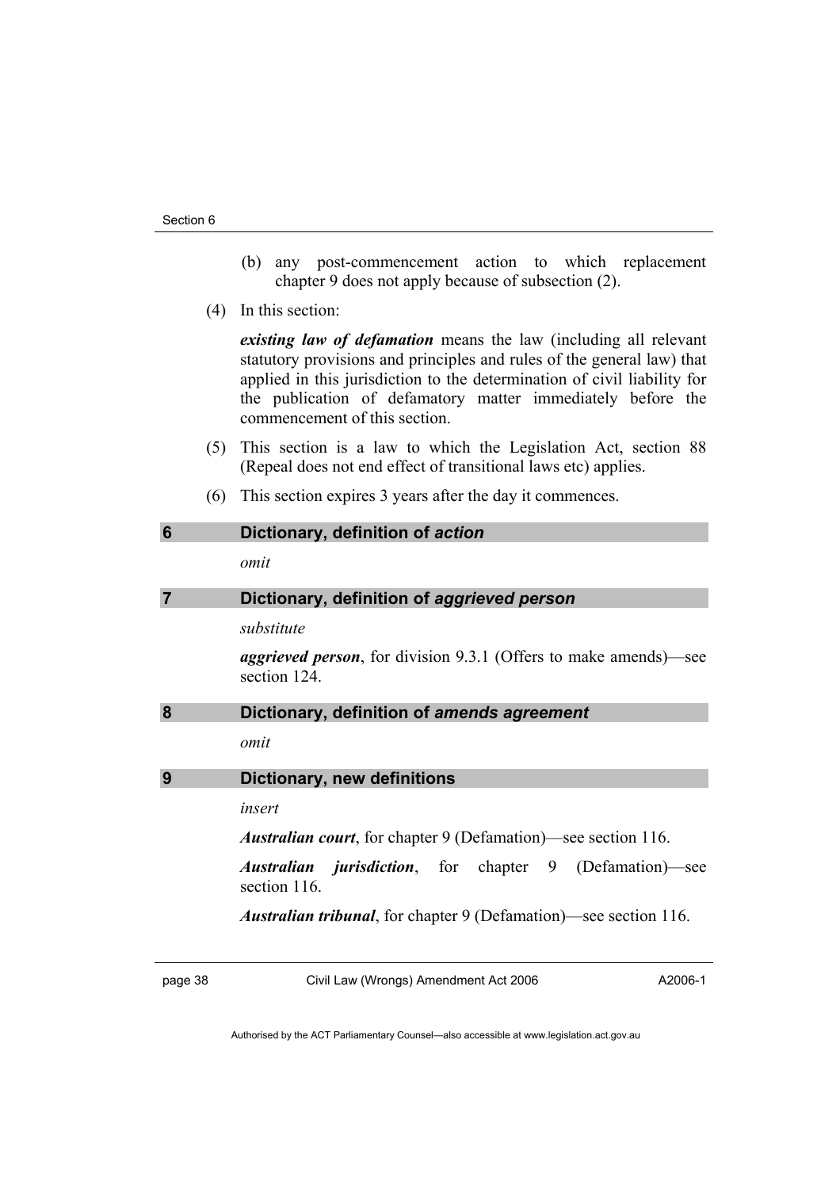(b) any post-commencement action to which replacement chapter 9 does not apply because of subsection (2).

(4) In this section:

***existing law of defamation*** means the law (including all relevant statutory provisions and principles and rules of the general law) that applied in this jurisdiction to the determination of civil liability for the publication of defamatory matter immediately before the commencement of this section.

(5) This section is a law to which the Legislation Act, section 88 (Repeal does not end effect of transitional laws etc) applies.

(6) This section expires 3 years after the day it commences.

### 6 Dictionary, definition of *action*

*omit*

### 7 Dictionary, definition of *aggrieved person*

*substitute*

***aggrieved person***, for division 9.3.1 (Offers to make amends)—see section 124.

### 8 Dictionary, definition of *amends agreement*

*omit*

### 9 Dictionary, new definitions

*insert*

***Australian court***, for chapter 9 (Defamation)—see section 116.

***Australian jurisdiction***, for chapter 9 (Defamation)—see section 116.

***Australian tribunal***, for chapter 9 (Defamation)—see section 116.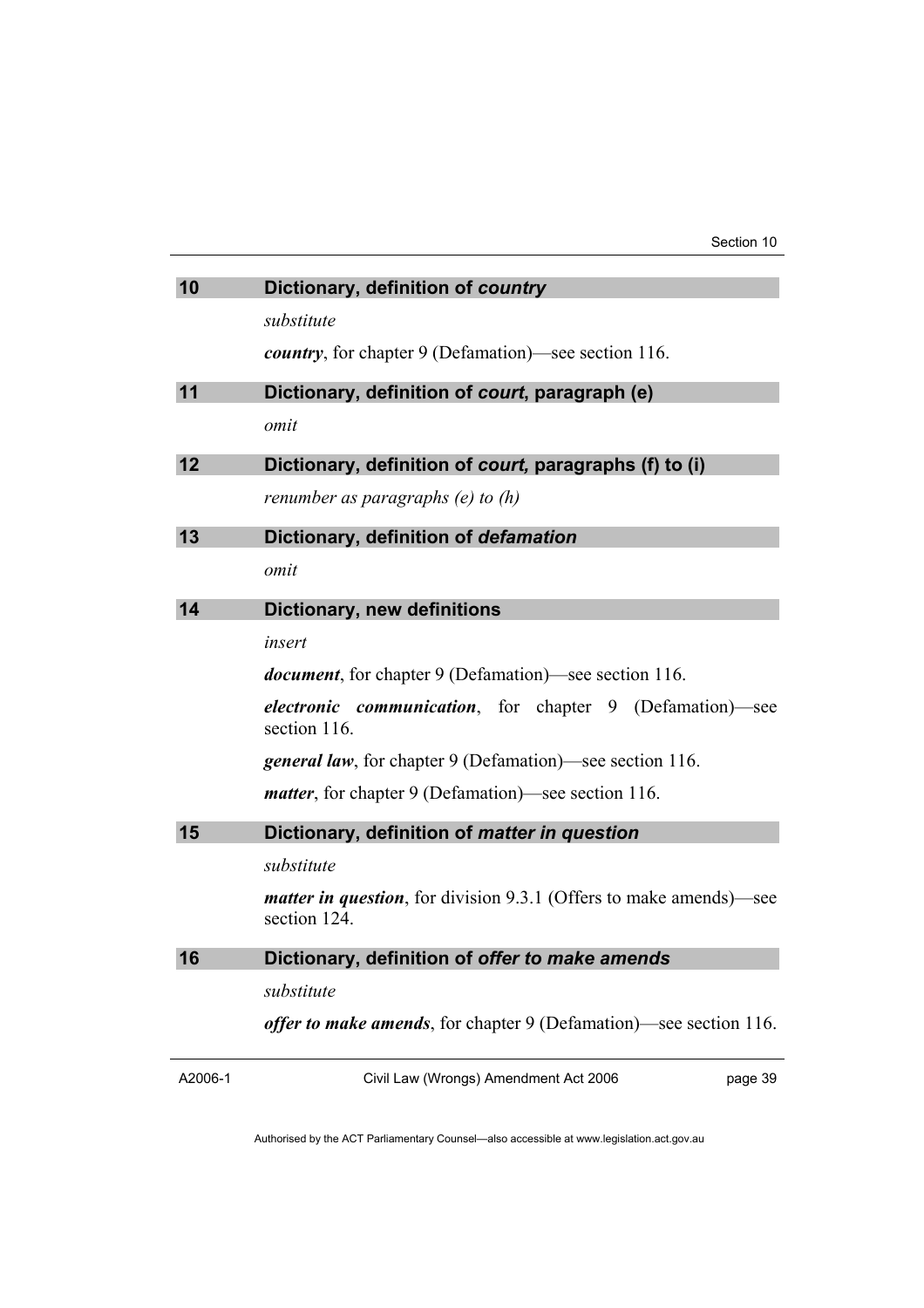## 10 Dictionary, definition of *country*

*substitute*

***country***, for chapter 9 (Defamation)—see section 116.

## 11 Dictionary, definition of *court*, paragraph (e)

*omit*

## 12 Dictionary, definition of *court,* paragraphs (f) to (i)

*renumber as paragraphs (e) to (h)*

## 13 Dictionary, definition of *defamation*

*omit*

## 14 Dictionary, new definitions

*insert*

***document***, for chapter 9 (Defamation)—see section 116.

***electronic communication***, for chapter 9 (Defamation)—see section 116.

***general law***, for chapter 9 (Defamation)—see section 116.

***matter***, for chapter 9 (Defamation)—see section 116.

## 15 Dictionary, definition of *matter in question*

*substitute*

***matter in question***, for division 9.3.1 (Offers to make amends)—see section 124.

## 16 Dictionary, definition of *offer to make amends*

*substitute*

***offer to make amends***, for chapter 9 (Defamation)—see section 116.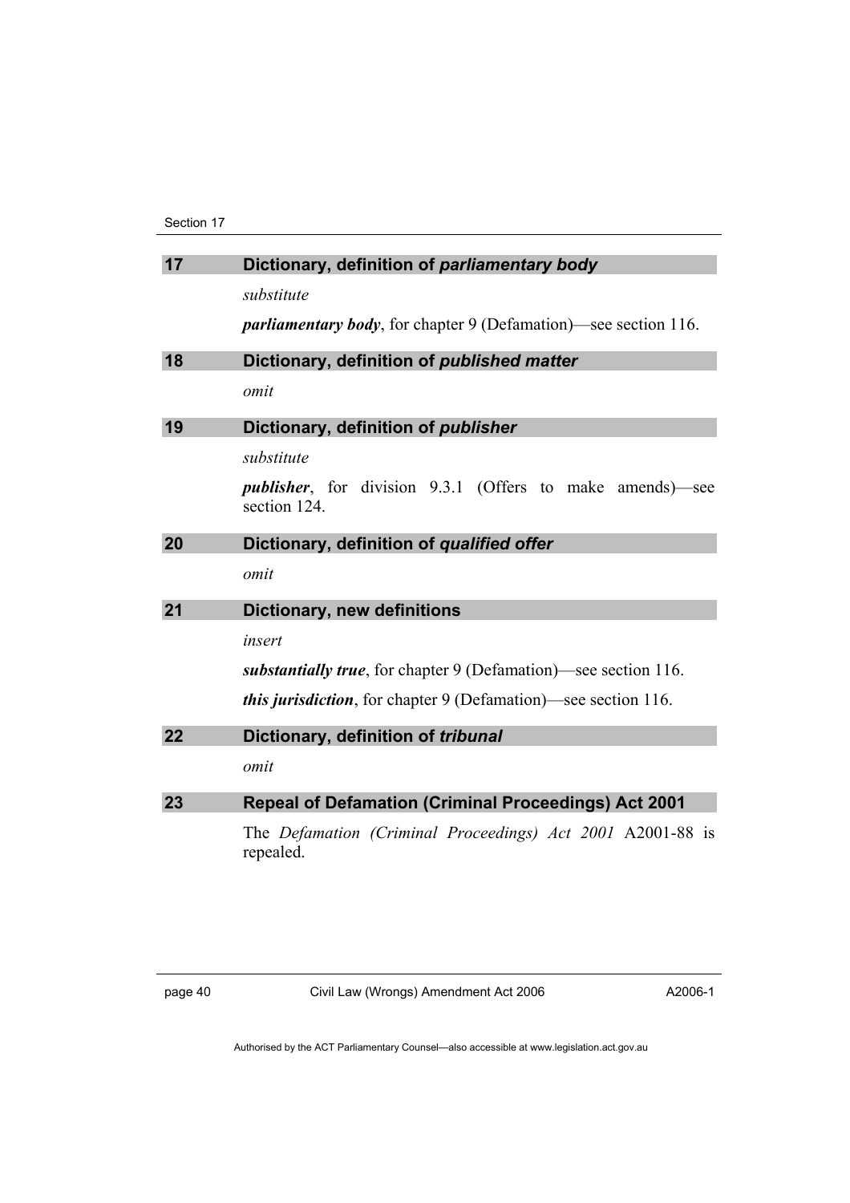### 17 Dictionary, definition of *parliamentary body*

*substitute*

***parliamentary body***, for chapter 9 (Defamation)—see section 116.

### 18 Dictionary, definition of *published matter*

*omit*

### 19 Dictionary, definition of *publisher*

*substitute*

***publisher***, for division 9.3.1 (Offers to make amends)—see section 124.

### 20 Dictionary, definition of *qualified offer*

*omit*

### 21 Dictionary, new definitions

*insert*

***substantially true***, for chapter 9 (Defamation)—see section 116.

***this jurisdiction***, for chapter 9 (Defamation)—see section 116.

### 22 Dictionary, definition of *tribunal*

*omit*

### 23 Repeal of Defamation (Criminal Proceedings) Act 2001

The *Defamation (Criminal Proceedings) Act 2001* A2001-88 is repealed.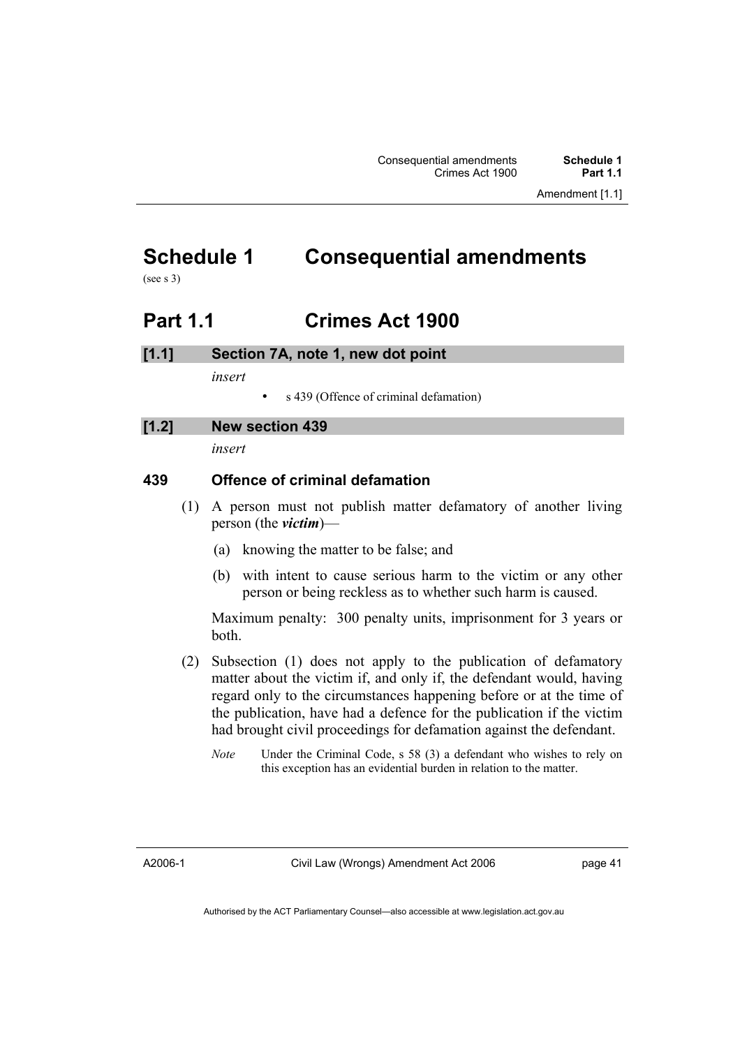# Schedule 1 Consequential amendments

(see s 3)

## Part 1.1 Crimes Act 1900

### [1.1] Section 7A, note 1, new dot point

*insert*

- s 439 (Offence of criminal defamation)

### [1.2] New section 439

*insert*

**439 Offence of criminal defamation**

(1) A person must not publish matter defamatory of another living person (the ***victim***)—

(a) knowing the matter to be false; and

(b) with intent to cause serious harm to the victim or any other person or being reckless as to whether such harm is caused.

Maximum penalty: 300 penalty units, imprisonment for 3 years or both.

(2) Subsection (1) does not apply to the publication of defamatory matter about the victim if, and only if, the defendant would, having regard only to the circumstances happening before or at the time of the publication, have had a defence for the publication if the victim had brought civil proceedings for defamation against the defendant.

*Note* Under the Criminal Code, s 58 (3) a defendant who wishes to rely on this exception has an evidential burden in relation to the matter.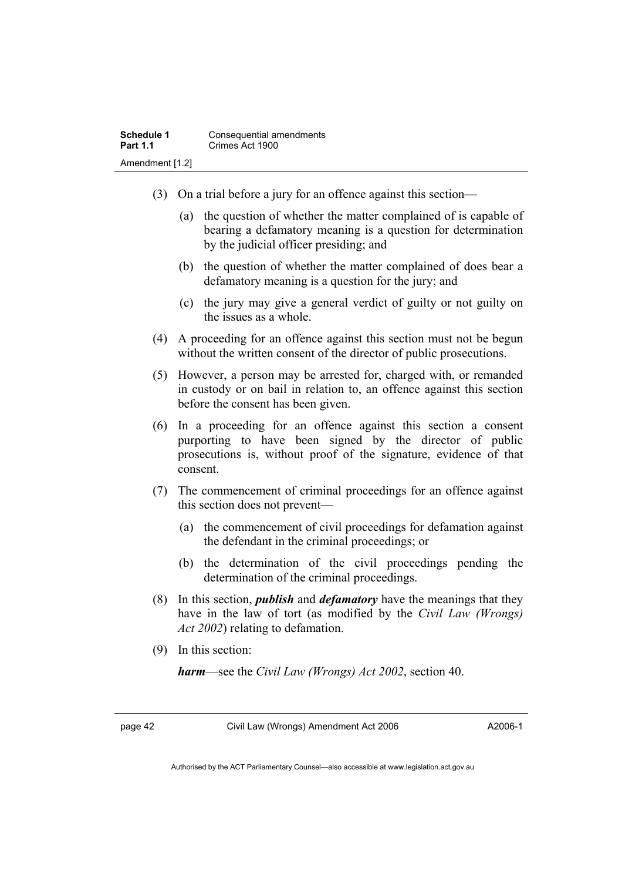(3) On a trial before a jury for an offence against this section—

(a) the question of whether the matter complained of is capable of bearing a defamatory meaning is a question for determination by the judicial officer presiding; and

(b) the question of whether the matter complained of does bear a defamatory meaning is a question for the jury; and

(c) the jury may give a general verdict of guilty or not guilty on the issues as a whole.

(4) A proceeding for an offence against this section must not be begun without the written consent of the director of public prosecutions.

(5) However, a person may be arrested for, charged with, or remanded in custody or on bail in relation to, an offence against this section before the consent has been given.

(6) In a proceeding for an offence against this section a consent purporting to have been signed by the director of public prosecutions is, without proof of the signature, evidence of that consent.

(7) The commencement of criminal proceedings for an offence against this section does not prevent—

(a) the commencement of civil proceedings for defamation against the defendant in the criminal proceedings; or

(b) the determination of the civil proceedings pending the determination of the criminal proceedings.

(8) In this section, ***publish*** and ***defamatory*** have the meanings that they have in the law of tort (as modified by the *Civil Law (Wrongs) Act 2002*) relating to defamation.

(9) In this section:

***harm***—see the *Civil Law (Wrongs) Act 2002*, section 40.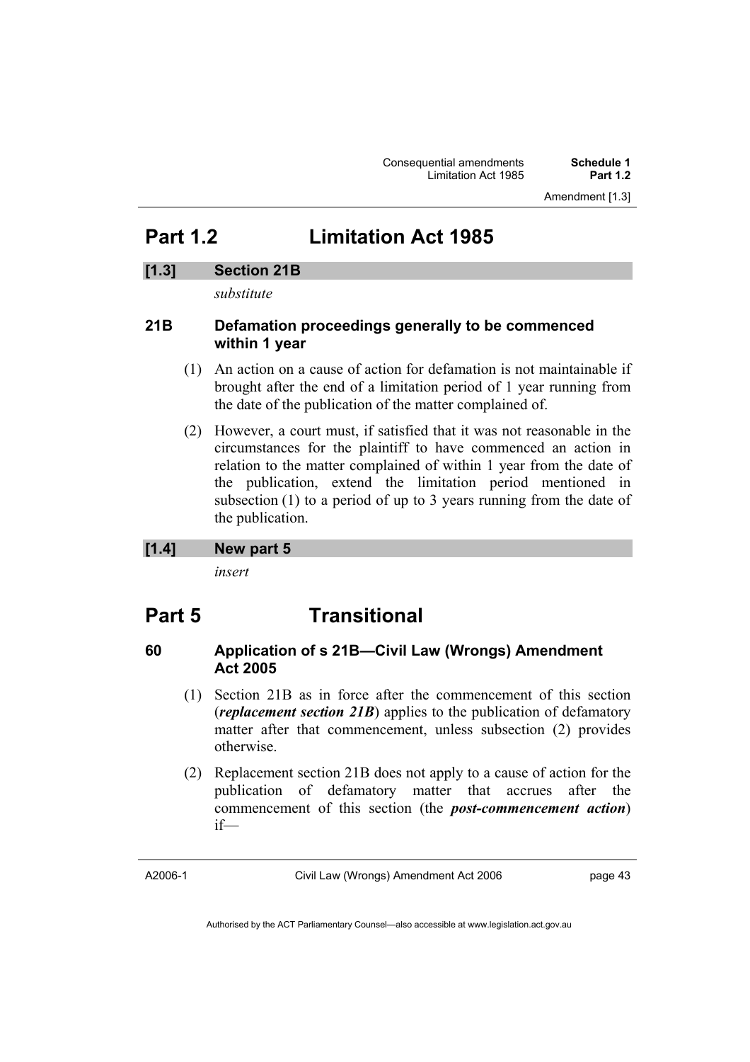# Part 1.2 Limitation Act 1985

## [1.3] Section 21B

*substitute*

### 21B Defamation proceedings generally to be commenced within 1 year

(1) An action on a cause of action for defamation is not maintainable if brought after the end of a limitation period of 1 year running from the date of the publication of the matter complained of.

(2) However, a court must, if satisfied that it was not reasonable in the circumstances for the plaintiff to have commenced an action in relation to the matter complained of within 1 year from the date of the publication, extend the limitation period mentioned in subsection (1) to a period of up to 3 years running from the date of the publication.

## [1.4] New part 5

*insert*

# Part 5 Transitional

### 60 Application of s 21B—Civil Law (Wrongs) Amendment Act 2005

(1) Section 21B as in force after the commencement of this section (***replacement section 21B***) applies to the publication of defamatory matter after that commencement, unless subsection (2) provides otherwise.

(2) Replacement section 21B does not apply to a cause of action for the publication of defamatory matter that accrues after the commencement of this section (the ***post-commencement action***) if—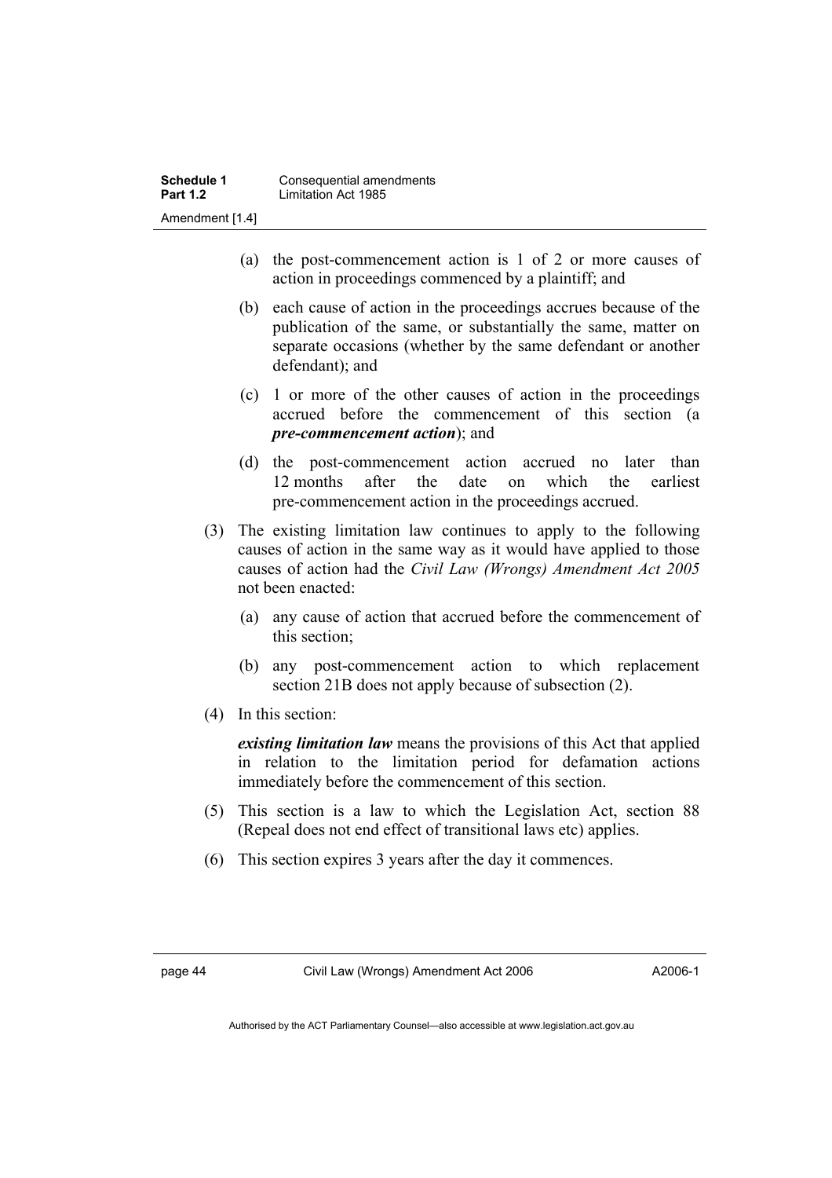(a) the post-commencement action is 1 of 2 or more causes of action in proceedings commenced by a plaintiff; and

(b) each cause of action in the proceedings accrues because of the publication of the same, or substantially the same, matter on separate occasions (whether by the same defendant or another defendant); and

(c) 1 or more of the other causes of action in the proceedings accrued before the commencement of this section (a ***pre-commencement action***); and

(d) the post-commencement action accrued no later than 12 months after the date on which the earliest pre-commencement action in the proceedings accrued.

(3) The existing limitation law continues to apply to the following causes of action in the same way as it would have applied to those causes of action had the *Civil Law (Wrongs) Amendment Act 2005* not been enacted:

(a) any cause of action that accrued before the commencement of this section;

(b) any post-commencement action to which replacement section 21B does not apply because of subsection (2).

(4) In this section:

***existing limitation law*** means the provisions of this Act that applied in relation to the limitation period for defamation actions immediately before the commencement of this section.

(5) This section is a law to which the Legislation Act, section 88 (Repeal does not end effect of transitional laws etc) applies.

(6) This section expires 3 years after the day it commences.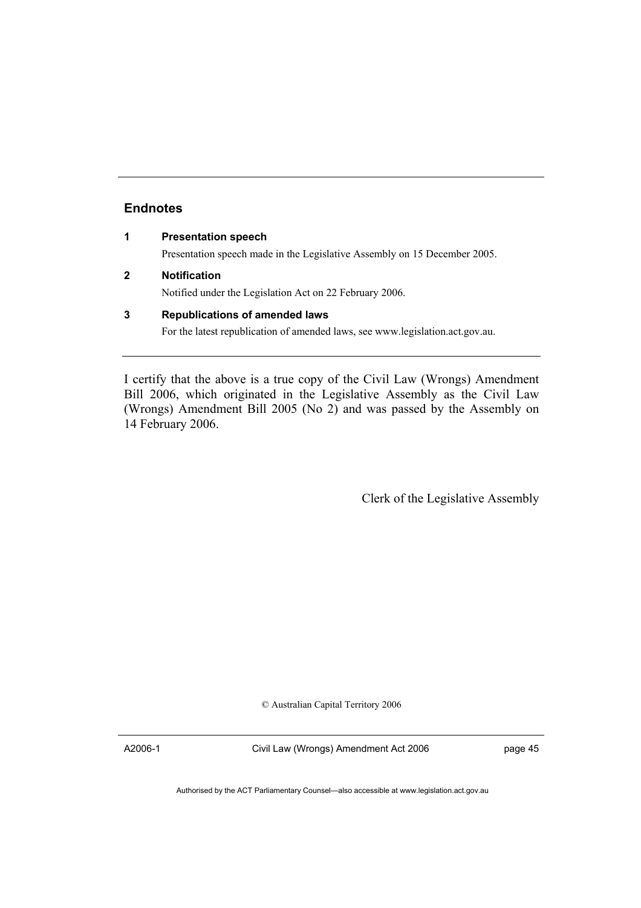## Endnotes

### 1 Presentation speech

Presentation speech made in the Legislative Assembly on 15 December 2005.

### 2 Notification

Notified under the Legislation Act on 22 February 2006.

### 3 Republications of amended laws

For the latest republication of amended laws, see www.legislation.act.gov.au.

---

I certify that the above is a true copy of the Civil Law (Wrongs) Amendment Bill 2006, which originated in the Legislative Assembly as the Civil Law (Wrongs) Amendment Bill 2005 (No 2) and was passed by the Assembly on 14 February 2006.

Clerk of the Legislative Assembly

© Australian Capital Territory 2006